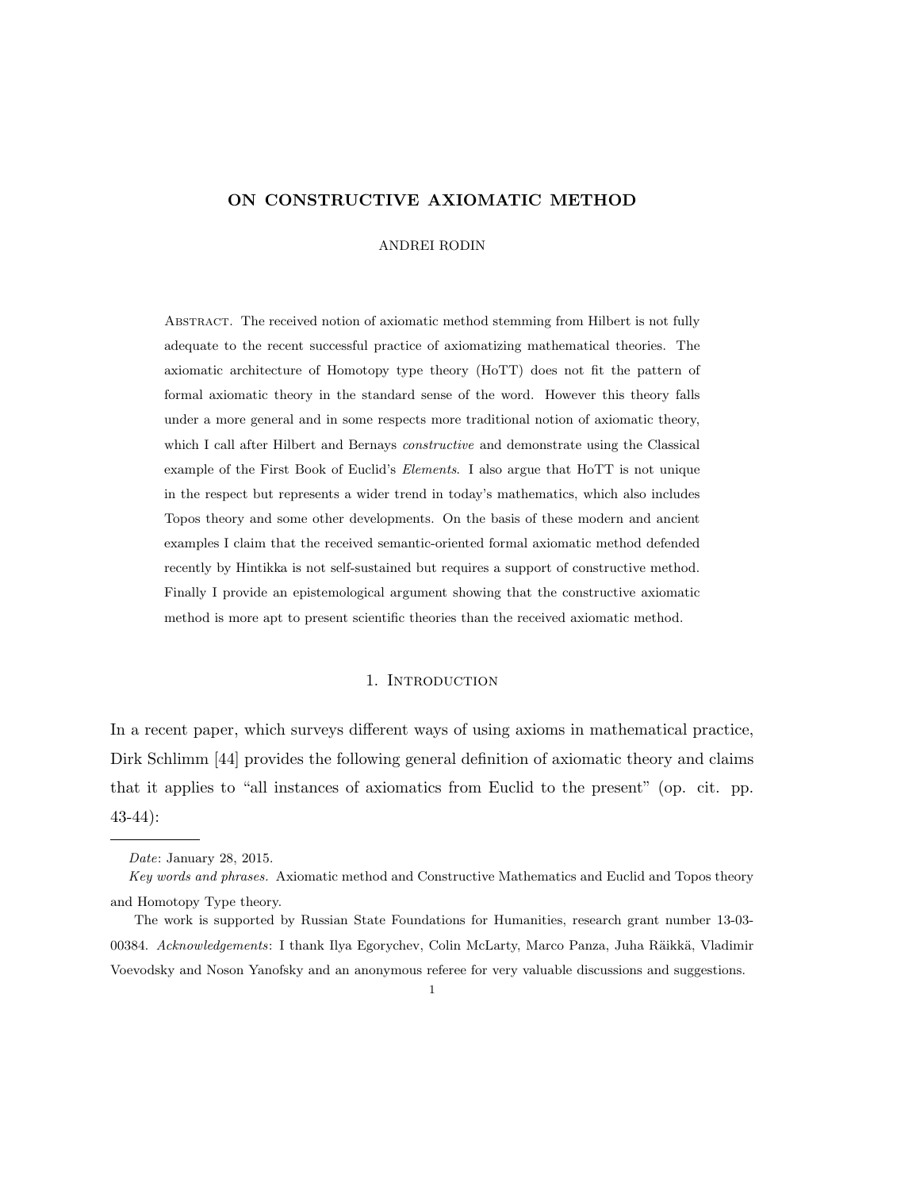# ON CONSTRUCTIVE AXIOMATIC METHOD

ANDREI RODIN

ABSTRACT. The received notion of axiomatic method stemming from Hilbert is not fully adequate to the recent successful practice of axiomatizing mathematical theories. The axiomatic architecture of Homotopy type theory (HoTT) does not fit the pattern of formal axiomatic theory in the standard sense of the word. However this theory falls under a more general and in some respects more traditional notion of axiomatic theory, which I call after Hilbert and Bernays *constructive* and demonstrate using the Classical example of the First Book of Euclid's *Elements*. I also argue that HoTT is not unique in the respect but represents a wider trend in today's mathematics, which also includes Topos theory and some other developments. On the basis of these modern and ancient examples I claim that the received semantic-oriented formal axiomatic method defended recently by Hintikka is not self-sustained but requires a support of constructive method. Finally I provide an epistemological argument showing that the constructive axiomatic method is more apt to present scientific theories than the received axiomatic method.

## 1. Introduction

In a recent paper, which surveys different ways of using axioms in mathematical practice, Dirk Schlimm [44] provides the following general definition of axiomatic theory and claims that it applies to "all instances of axiomatics from Euclid to the present" (op. cit. pp. 43-44):

---

*Date*: January 28, 2015.

*Key words and phrases.* Axiomatic method and Constructive Mathematics and Euclid and Topos theory and Homotopy Type theory.

The work is supported by Russian State Foundations for Humanities, research grant number 13-03-00384. *Acknowledgements*: I thank Ilya Egorychev, Colin McLarty, Marco Panza, Juha Räikkä, Vladimir Voevodsky and Noson Yanofsky and an anonymous referee for very valuable discussions and suggestions.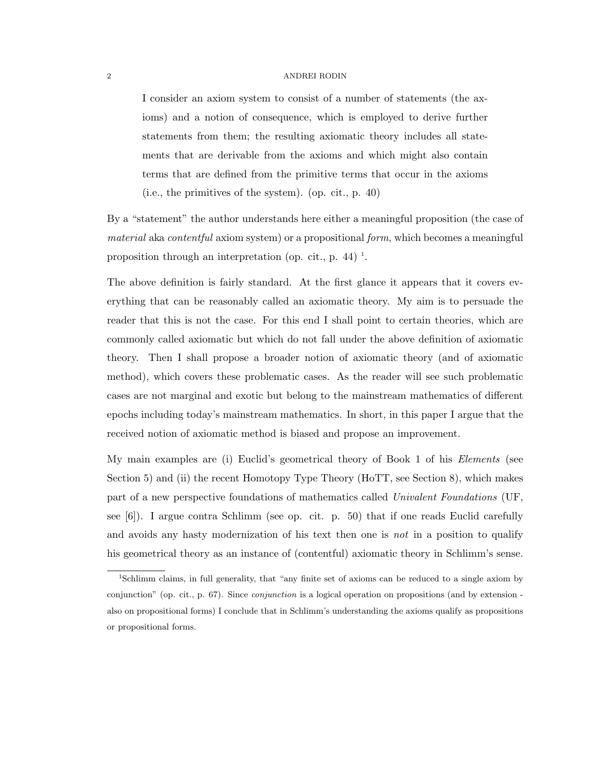> I consider an axiom system to consist of a number of statements (the axioms) and a notion of consequence, which is employed to derive further statements from them; the resulting axiomatic theory includes all statements that are derivable from the axioms and which might also contain terms that are defined from the primitive terms that occur in the axioms (i.e., the primitives of the system). (op. cit., p. 40)

By a "statement" the author understands here either a meaningful proposition (the case of *material* aka *contentful* axiom system) or a propositional *form*, which becomes a meaningful proposition through an interpretation (op. cit., p. 44) [1].

The above definition is fairly standard. At the first glance it appears that it covers everything that can be reasonably called an axiomatic theory. My aim is to persuade the reader that this is not the case. For this end I shall point to certain theories, which are commonly called axiomatic but which do not fall under the above definition of axiomatic theory. Then I shall propose a broader notion of axiomatic theory (and of axiomatic method), which covers these problematic cases. As the reader will see such problematic cases are not marginal and exotic but belong to the mainstream mathematics of different epochs including today's mainstream mathematics. In short, in this paper I argue that the received notion of axiomatic method is biased and propose an improvement.

My main examples are (i) Euclid's geometrical theory of Book 1 of his *Elements* (see Section 5) and (ii) the recent Homotopy Type Theory (HoTT, see Section 8), which makes part of a new perspective foundations of mathematics called *Univalent Foundations* (UF, see [6]). I argue contra Schlimm (see op. cit. p. 50) that if one reads Euclid carefully and avoids any hasty modernization of his text then one is *not* in a position to qualify his geometrical theory as an instance of (contentful) axiomatic theory in Schlimm's sense.

[1] Schlimm claims, in full generality, that "any finite set of axioms can be reduced to a single axiom by conjunction" (op. cit., p. 67). Since *conjunction* is a logical operation on propositions (and by extension - also on propositional forms) I conclude that in Schlimm's understanding the axioms qualify as propositions or propositional forms.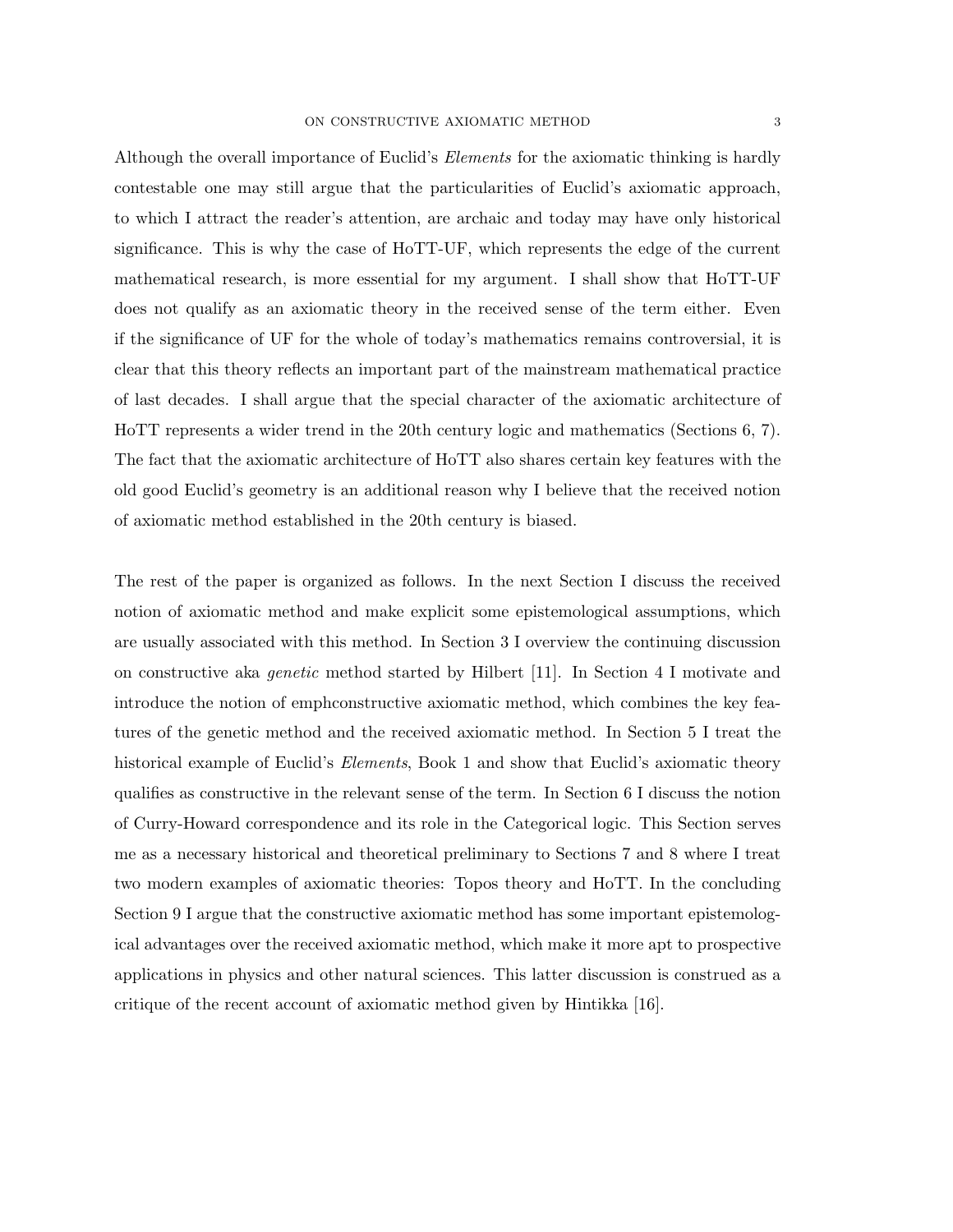Although the overall importance of Euclid's *Elements* for the axiomatic thinking is hardly contestable one may still argue that the particularities of Euclid's axiomatic approach, to which I attract the reader's attention, are archaic and today may have only historical significance. This is why the case of HoTT-UF, which represents the edge of the current mathematical research, is more essential for my argument. I shall show that HoTT-UF does not qualify as an axiomatic theory in the received sense of the term either. Even if the significance of UF for the whole of today's mathematics remains controversial, it is clear that this theory reflects an important part of the mainstream mathematical practice of last decades. I shall argue that the special character of the axiomatic architecture of HoTT represents a wider trend in the 20th century logic and mathematics (Sections 6, 7). The fact that the axiomatic architecture of HoTT also shares certain key features with the old good Euclid's geometry is an additional reason why I believe that the received notion of axiomatic method established in the 20th century is biased.

The rest of the paper is organized as follows. In the next Section I discuss the received notion of axiomatic method and make explicit some epistemological assumptions, which are usually associated with this method. In Section 3 I overview the continuing discussion on constructive aka *genetic* method started by Hilbert [11]. In Section 4 I motivate and introduce the notion of emphconstructive axiomatic method, which combines the key features of the genetic method and the received axiomatic method. In Section 5 I treat the historical example of Euclid's *Elements*, Book 1 and show that Euclid's axiomatic theory qualifies as constructive in the relevant sense of the term. In Section 6 I discuss the notion of Curry-Howard correspondence and its role in the Categorical logic. This Section serves me as a necessary historical and theoretical preliminary to Sections 7 and 8 where I treat two modern examples of axiomatic theories: Topos theory and HoTT. In the concluding Section 9 I argue that the constructive axiomatic method has some important epistemological advantages over the received axiomatic method, which make it more apt to prospective applications in physics and other natural sciences. This latter discussion is construed as a critique of the recent account of axiomatic method given by Hintikka [16].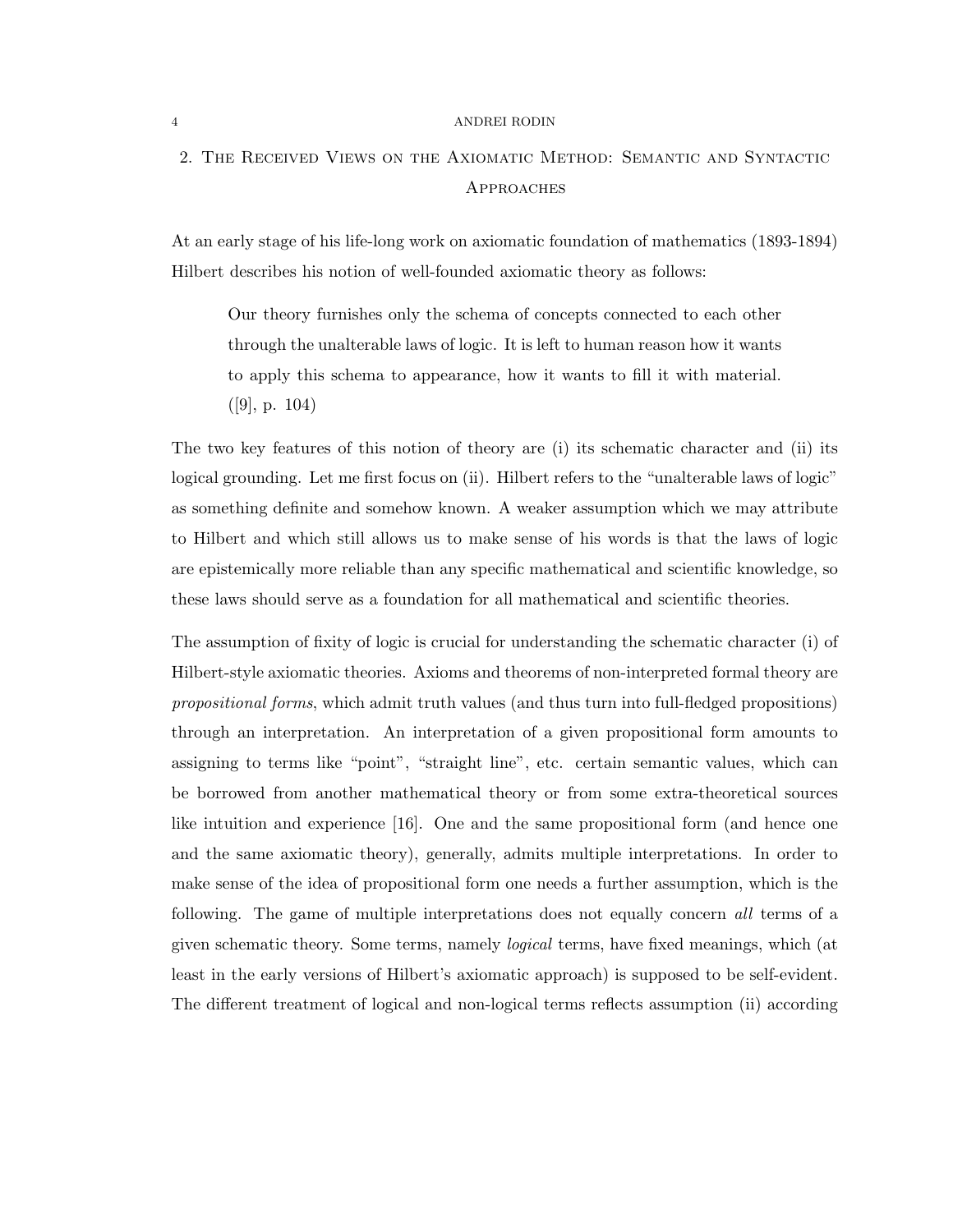## 2. The Received Views on the Axiomatic Method: Semantic and Syntactic Approaches

At an early stage of his life-long work on axiomatic foundation of mathematics (1893-1894) Hilbert describes his notion of well-founded axiomatic theory as follows:

> Our theory furnishes only the schema of concepts connected to each other through the unalterable laws of logic. It is left to human reason how it wants to apply this schema to appearance, how it wants to fill it with material. ([9], p. 104)

The two key features of this notion of theory are (i) its schematic character and (ii) its logical grounding. Let me first focus on (ii). Hilbert refers to the "unalterable laws of logic" as something definite and somehow known. A weaker assumption which we may attribute to Hilbert and which still allows us to make sense of his words is that the laws of logic are epistemically more reliable than any specific mathematical and scientific knowledge, so these laws should serve as a foundation for all mathematical and scientific theories.

The assumption of fixity of logic is crucial for understanding the schematic character (i) of Hilbert-style axiomatic theories. Axioms and theorems of non-interpreted formal theory are *propositional forms*, which admit truth values (and thus turn into full-fledged propositions) through an interpretation. An interpretation of a given propositional form amounts to assigning to terms like "point", "straight line", etc. certain semantic values, which can be borrowed from another mathematical theory or from some extra-theoretical sources like intuition and experience [16]. One and the same propositional form (and hence one and the same axiomatic theory), generally, admits multiple interpretations. In order to make sense of the idea of propositional form one needs a further assumption, which is the following. The game of multiple interpretations does not equally concern *all* terms of a given schematic theory. Some terms, namely *logical* terms, have fixed meanings, which (at least in the early versions of Hilbert's axiomatic approach) is supposed to be self-evident. The different treatment of logical and non-logical terms reflects assumption (ii) according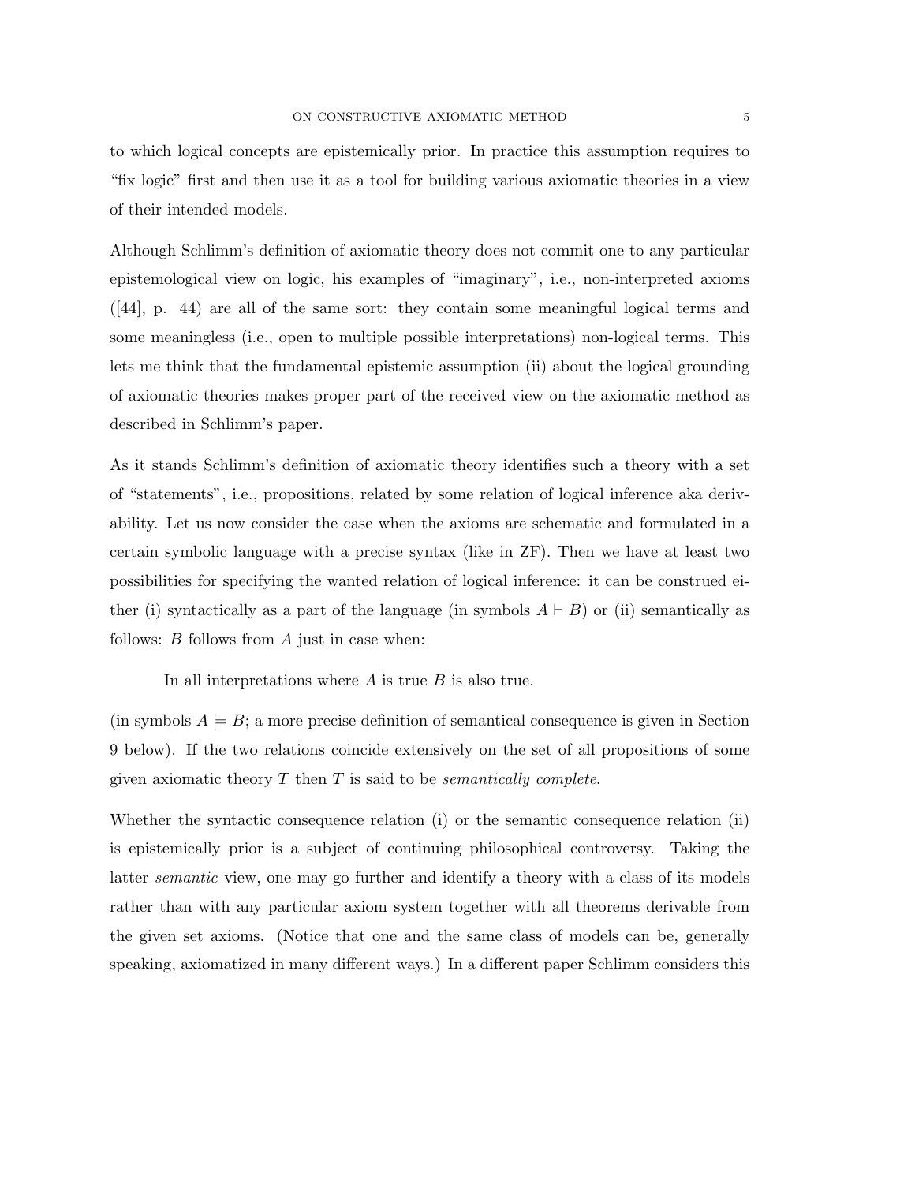to which logical concepts are epistemically prior. In practice this assumption requires to "fix logic" first and then use it as a tool for building various axiomatic theories in a view of their intended models.

Although Schlimm's definition of axiomatic theory does not commit one to any particular epistemological view on logic, his examples of "imaginary", i.e., non-interpreted axioms ([44], p. 44) are all of the same sort: they contain some meaningful logical terms and some meaningless (i.e., open to multiple possible interpretations) non-logical terms. This lets me think that the fundamental epistemic assumption (ii) about the logical grounding of axiomatic theories makes proper part of the received view on the axiomatic method as described in Schlimm's paper.

As it stands Schlimm's definition of axiomatic theory identifies such a theory with a set of "statements", i.e., propositions, related by some relation of logical inference aka derivability. Let us now consider the case when the axioms are schematic and formulated in a certain symbolic language with a precise syntax (like in ZF). Then we have at least two possibilities for specifying the wanted relation of logical inference: it can be construed either (i) syntactically as a part of the language (in symbols $A \vdash B$) or (ii) semantically as follows: $B$ follows from $A$ just in case when:

> In all interpretations where $A$ is true $B$ is also true.

(in symbols $A \models B$; a more precise definition of semantical consequence is given in Section 9 below). If the two relations coincide extensively on the set of all propositions of some given axiomatic theory $T$ then $T$ is said to be *semantically complete*.

Whether the syntactic consequence relation (i) or the semantic consequence relation (ii) is epistemically prior is a subject of continuing philosophical controversy. Taking the latter *semantic* view, one may go further and identify a theory with a class of its models rather than with any particular axiom system together with all theorems derivable from the given set axioms. (Notice that one and the same class of models can be, generally speaking, axiomatized in many different ways.) In a different paper Schlimm considers this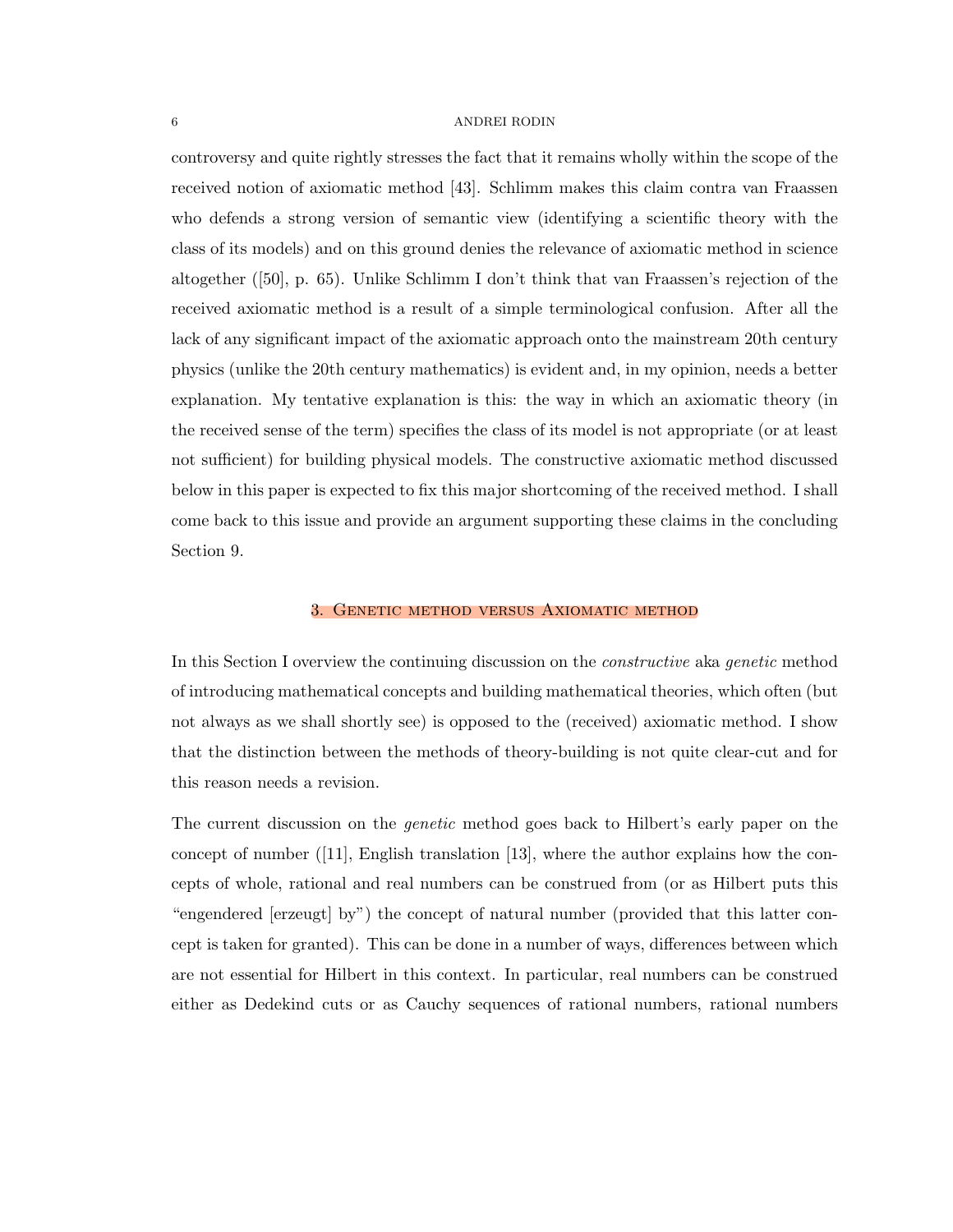controversy and quite rightly stresses the fact that it remains wholly within the scope of the received notion of axiomatic method [43]. Schlimm makes this claim contra van Fraassen who defends a strong version of semantic view (identifying a scientific theory with the class of its models) and on this ground denies the relevance of axiomatic method in science altogether ([50], p. 65). Unlike Schlimm I don't think that van Fraassen's rejection of the received axiomatic method is a result of a simple terminological confusion. After all the lack of any significant impact of the axiomatic approach onto the mainstream 20th century physics (unlike the 20th century mathematics) is evident and, in my opinion, needs a better explanation. My tentative explanation is this: the way in which an axiomatic theory (in the received sense of the term) specifies the class of its model is not appropriate (or at least not sufficient) for building physical models. The constructive axiomatic method discussed below in this paper is expected to fix this major shortcoming of the received method. I shall come back to this issue and provide an argument supporting these claims in the concluding Section 9.

## 3. Genetic method versus Axiomatic method

In this Section I overview the continuing discussion on the *constructive* aka *genetic* method of introducing mathematical concepts and building mathematical theories, which often (but not always as we shall shortly see) is opposed to the (received) axiomatic method. I show that the distinction between the methods of theory-building is not quite clear-cut and for this reason needs a revision.

The current discussion on the *genetic* method goes back to Hilbert's early paper on the concept of number ([11], English translation [13], where the author explains how the concepts of whole, rational and real numbers can be construed from (or as Hilbert puts this "engendered [erzeugt] by") the concept of natural number (provided that this latter concept is taken for granted). This can be done in a number of ways, differences between which are not essential for Hilbert in this context. In particular, real numbers can be construed either as Dedekind cuts or as Cauchy sequences of rational numbers, rational numbers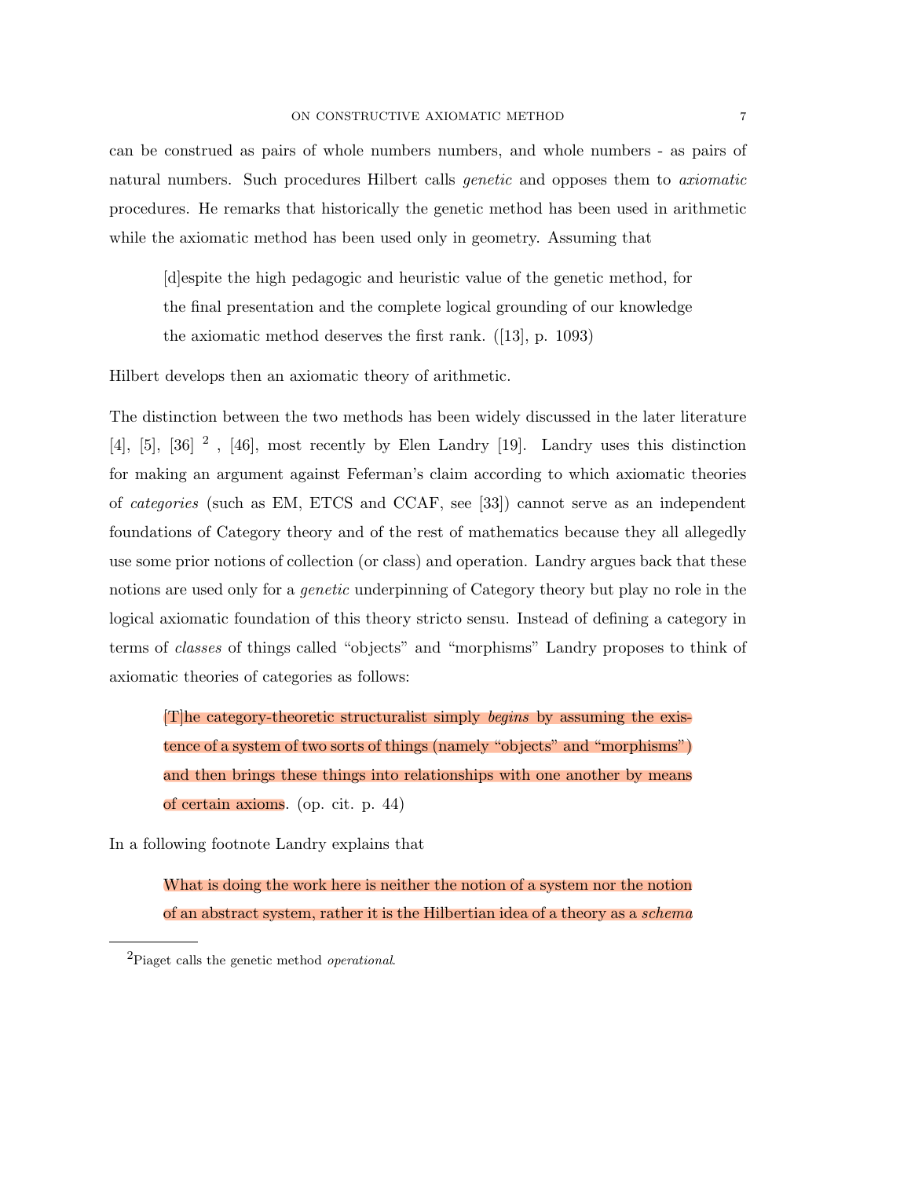can be construed as pairs of whole numbers numbers, and whole numbers - as pairs of natural numbers. Such procedures Hilbert calls *genetic* and opposes them to *axiomatic* procedures. He remarks that historically the genetic method has been used in arithmetic while the axiomatic method has been used only in geometry. Assuming that

> [d]espite the high pedagogic and heuristic value of the genetic method, for the final presentation and the complete logical grounding of our knowledge the axiomatic method deserves the first rank. ([13], p. 1093)

Hilbert develops then an axiomatic theory of arithmetic.

The distinction between the two methods has been widely discussed in the later literature [4], [5], [36] [2] , [46], most recently by Elen Landry [19]. Landry uses this distinction for making an argument against Feferman's claim according to which axiomatic theories of *categories* (such as EM, ETCS and CCAF, see [33]) cannot serve as an independent foundations of Category theory and of the rest of mathematics because they all allegedly use some prior notions of collection (or class) and operation. Landry argues back that these notions are used only for a *genetic* underpinning of Category theory but play no role in the logical axiomatic foundation of this theory stricto sensu. Instead of defining a category in terms of *classes* of things called "objects" and "morphisms" Landry proposes to think of axiomatic theories of categories as follows:

> [T]he category-theoretic structuralist simply *begins* by assuming the existence of a system of two sorts of things (namely "objects" and "morphisms") and then brings these things into relationships with one another by means of certain axioms. (op. cit. p. 44)

In a following footnote Landry explains that

> What is doing the work here is neither the notion of a system nor the notion of an abstract system, rather it is the Hilbertian idea of a theory as a *schema*

[2] Piaget calls the genetic method *operational*.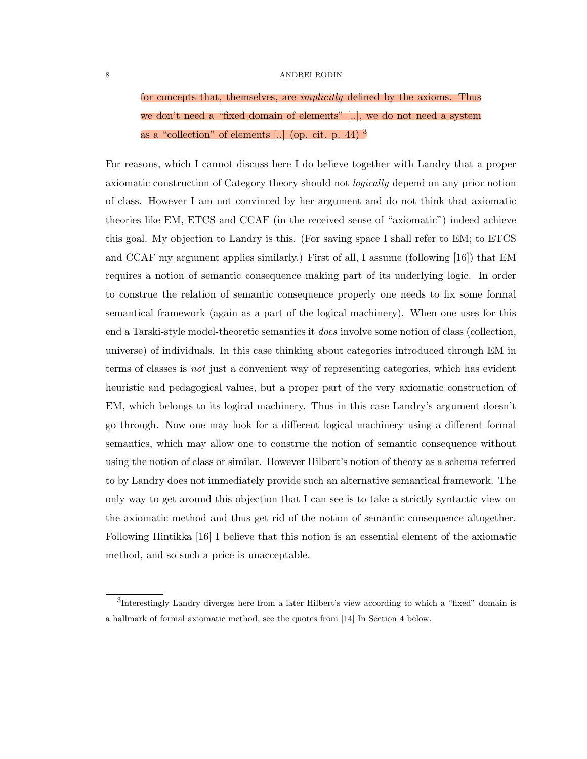> for concepts that, themselves, are *implicitly* defined by the axioms. Thus we don't need a "fixed domain of elements" [..], we do not need a system as a "collection" of elements [..] (op. cit. p. 44) [3]

For reasons, which I cannot discuss here I do believe together with Landry that a proper axiomatic construction of Category theory should not *logically* depend on any prior notion of class. However I am not convinced by her argument and do not think that axiomatic theories like EM, ETCS and CCAF (in the received sense of "axiomatic") indeed achieve this goal. My objection to Landry is this. (For saving space I shall refer to EM; to ETCS and CCAF my argument applies similarly.) First of all, I assume (following [16]) that EM requires a notion of semantic consequence making part of its underlying logic. In order to construe the relation of semantic consequence properly one needs to fix some formal semantical framework (again as a part of the logical machinery). When one uses for this end a Tarski-style model-theoretic semantics it *does* involve some notion of class (collection, universe) of individuals. In this case thinking about categories introduced through EM in terms of classes is *not* just a convenient way of representing categories, which has evident heuristic and pedagogical values, but a proper part of the very axiomatic construction of EM, which belongs to its logical machinery. Thus in this case Landry's argument doesn't go through. Now one may look for a different logical machinery using a different formal semantics, which may allow one to construe the notion of semantic consequence without using the notion of class or similar. However Hilbert's notion of theory as a schema referred to by Landry does not immediately provide such an alternative semantical framework. The only way to get around this objection that I can see is to take a strictly syntactic view on the axiomatic method and thus get rid of the notion of semantic consequence altogether. Following Hintikka [16] I believe that this notion is an essential element of the axiomatic method, and so such a price is unacceptable.

[3] Interestingly Landry diverges here from a later Hilbert's view according to which a "fixed" domain is a hallmark of formal axiomatic method, see the quotes from [14] In Section 4 below.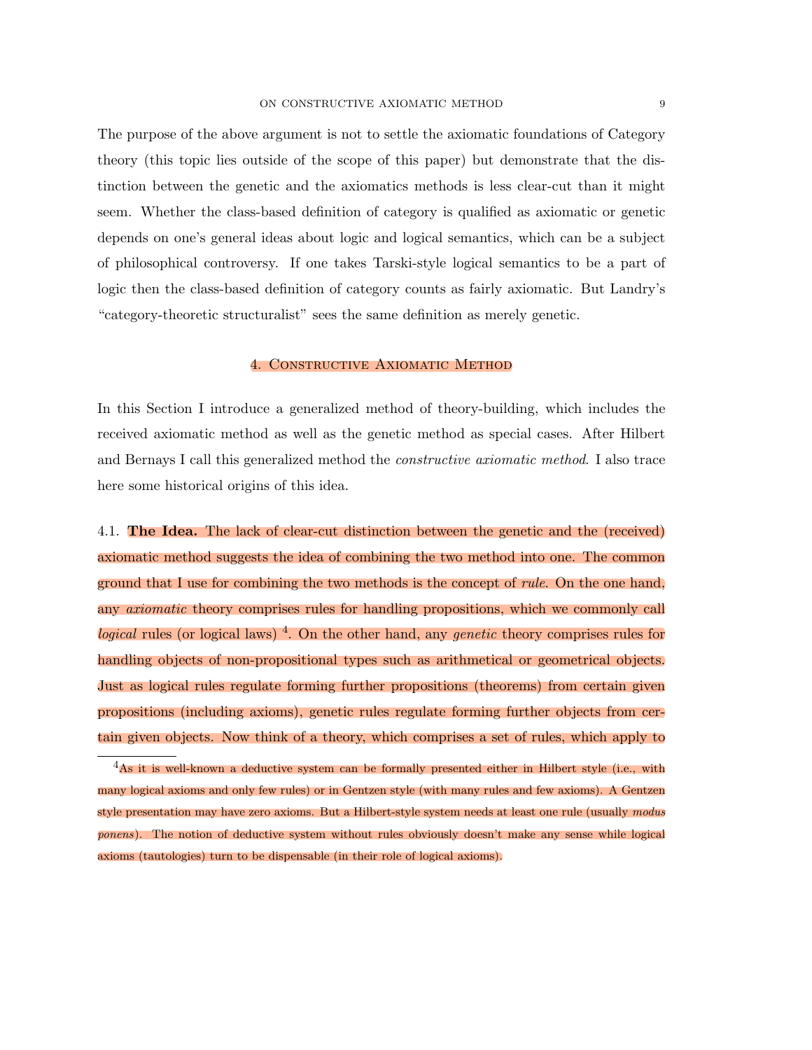The purpose of the above argument is not to settle the axiomatic foundations of Category theory (this topic lies outside of the scope of this paper) but demonstrate that the distinction between the genetic and the axiomatics methods is less clear-cut than it might seem. Whether the class-based definition of category is qualified as axiomatic or genetic depends on one's general ideas about logic and logical semantics, which can be a subject of philosophical controversy. If one takes Tarski-style logical semantics to be a part of logic then the class-based definition of category counts as fairly axiomatic. But Landry's "category-theoretic structuralist" sees the same definition as merely genetic.

## 4. Constructive Axiomatic Method

In this Section I introduce a generalized method of theory-building, which includes the received axiomatic method as well as the genetic method as special cases. After Hilbert and Bernays I call this generalized method the *constructive axiomatic method*. I also trace here some historical origins of this idea.

4.1. **The Idea.** The lack of clear-cut distinction between the genetic and the (received) axiomatic method suggests the idea of combining the two method into one. The common ground that I use for combining the two methods is the concept of *rule*. On the one hand, any *axiomatic* theory comprises rules for handling propositions, which we commonly call *logical* rules (or logical laws) [4]. On the other hand, any *genetic* theory comprises rules for handling objects of non-propositional types such as arithmetical or geometrical objects. Just as logical rules regulate forming further propositions (theorems) from certain given propositions (including axioms), genetic rules regulate forming further objects from certain given objects. Now think of a theory, which comprises a set of rules, which apply to

[4] As it is well-known a deductive system can be formally presented either in Hilbert style (i.e., with many logical axioms and only few rules) or in Gentzen style (with many rules and few axioms). A Gentzen style presentation may have zero axioms. But a Hilbert-style system needs at least one rule (usually *modus ponens*). The notion of deductive system without rules obviously doesn't make any sense while logical axioms (tautologies) turn to be dispensable (in their role of logical axioms).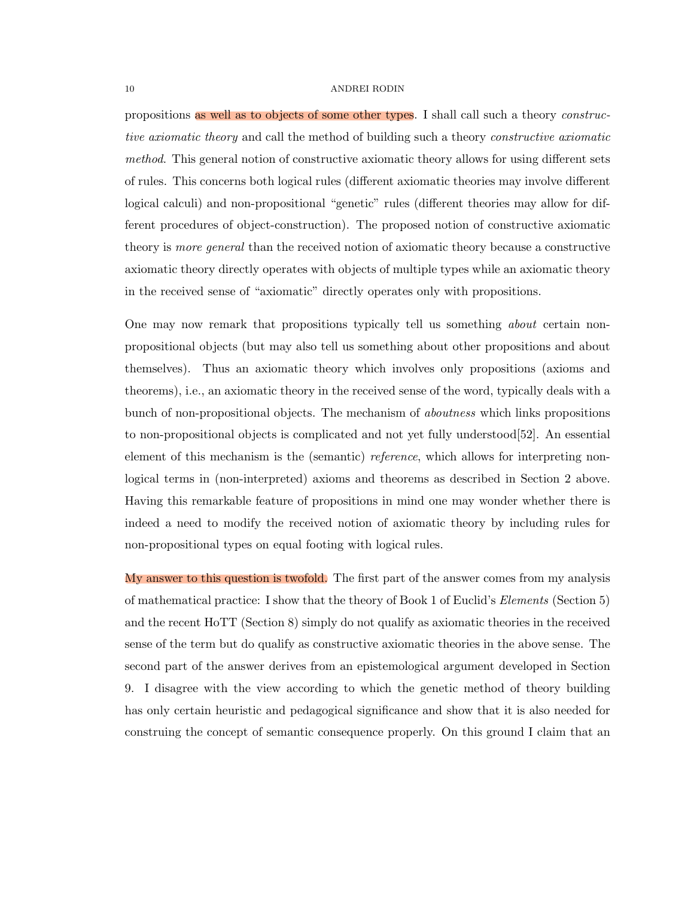propositions as well as to objects of some other types. I shall call such a theory *constructive axiomatic theory* and call the method of building such a theory *constructive axiomatic method*. This general notion of constructive axiomatic theory allows for using different sets of rules. This concerns both logical rules (different axiomatic theories may involve different logical calculi) and non-propositional "genetic" rules (different theories may allow for different procedures of object-construction). The proposed notion of constructive axiomatic theory is *more general* than the received notion of axiomatic theory because a constructive axiomatic theory directly operates with objects of multiple types while an axiomatic theory in the received sense of "axiomatic" directly operates only with propositions.

One may now remark that propositions typically tell us something *about* certain non-propositional objects (but may also tell us something about other propositions and about themselves). Thus an axiomatic theory which involves only propositions (axioms and theorems), i.e., an axiomatic theory in the received sense of the word, typically deals with a bunch of non-propositional objects. The mechanism of *aboutness* which links propositions to non-propositional objects is complicated and not yet fully understood[52]. An essential element of this mechanism is the (semantic) *reference*, which allows for interpreting non-logical terms in (non-interpreted) axioms and theorems as described in Section 2 above. Having this remarkable feature of propositions in mind one may wonder whether there is indeed a need to modify the received notion of axiomatic theory by including rules for non-propositional types on equal footing with logical rules.

My answer to this question is twofold. The first part of the answer comes from my analysis of mathematical practice: I show that the theory of Book 1 of Euclid's *Elements* (Section 5) and the recent HoTT (Section 8) simply do not qualify as axiomatic theories in the received sense of the term but do qualify as constructive axiomatic theories in the above sense. The second part of the answer derives from an epistemological argument developed in Section 9. I disagree with the view according to which the genetic method of theory building has only certain heuristic and pedagogical significance and show that it is also needed for construing the concept of semantic consequence properly. On this ground I claim that an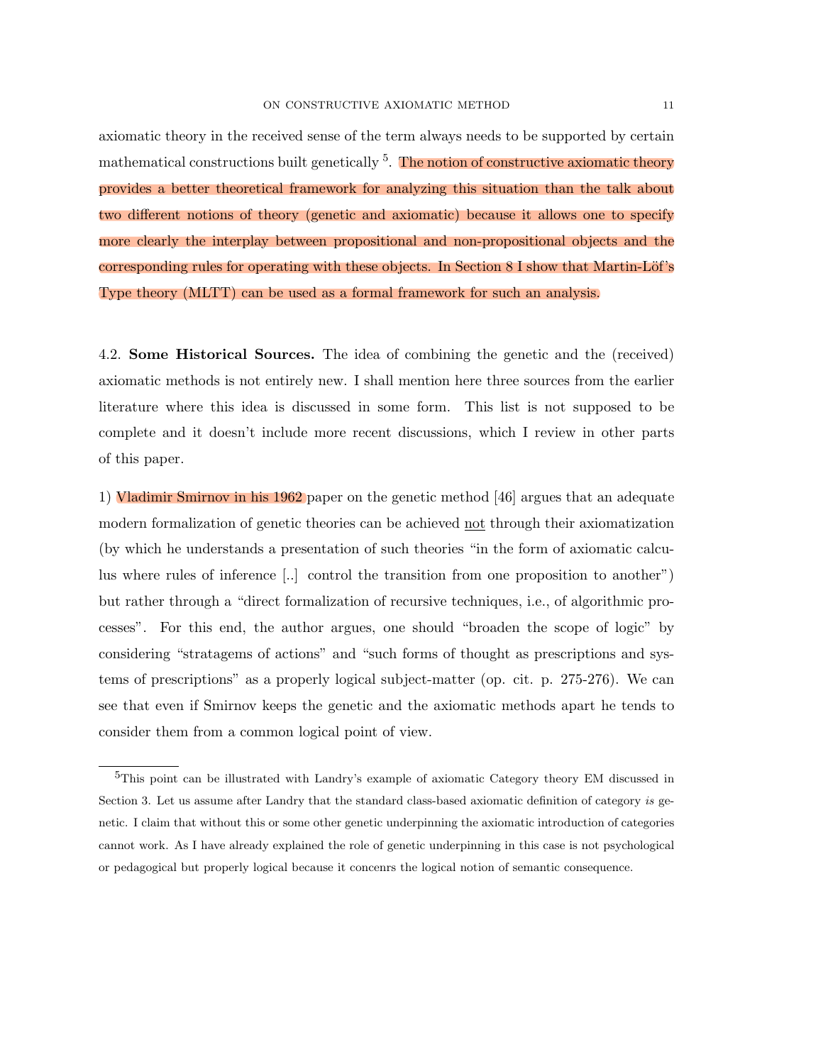axiomatic theory in the received sense of the term always needs to be supported by certain mathematical constructions built genetically [5]. The notion of constructive axiomatic theory provides a better theoretical framework for analyzing this situation than the talk about two different notions of theory (genetic and axiomatic) because it allows one to specify more clearly the interplay between propositional and non-propositional objects and the corresponding rules for operating with these objects. In Section 8 I show that Martin-Löf's Type theory (MLTT) can be used as a formal framework for such an analysis.

4.2. **Some Historical Sources.** The idea of combining the genetic and the (received) axiomatic methods is not entirely new. I shall mention here three sources from the earlier literature where this idea is discussed in some form. This list is not supposed to be complete and it doesn't include more recent discussions, which I review in other parts of this paper.

1) Vladimir Smirnov in his 1962 paper on the genetic method [46] argues that an adequate modern formalization of genetic theories can be achieved <u>not</u> through their axiomatization (by which he understands a presentation of such theories "in the form of axiomatic calculus where rules of inference [..] control the transition from one proposition to another") but rather through a "direct formalization of recursive techniques, i.e., of algorithmic processes". For this end, the author argues, one should "broaden the scope of logic" by considering "stratagems of actions" and "such forms of thought as prescriptions and systems of prescriptions" as a properly logical subject-matter (op. cit. p. 275-276). We can see that even if Smirnov keeps the genetic and the axiomatic methods apart he tends to consider them from a common logical point of view.

[5] This point can be illustrated with Landry's example of axiomatic Category theory EM discussed in Section 3. Let us assume after Landry that the standard class-based axiomatic definition of category *is* genetic. I claim that without this or some other genetic underpinning the axiomatic introduction of categories cannot work. As I have already explained the role of genetic underpinning in this case is not psychological or pedagogical but properly logical because it concenrs the logical notion of semantic consequence.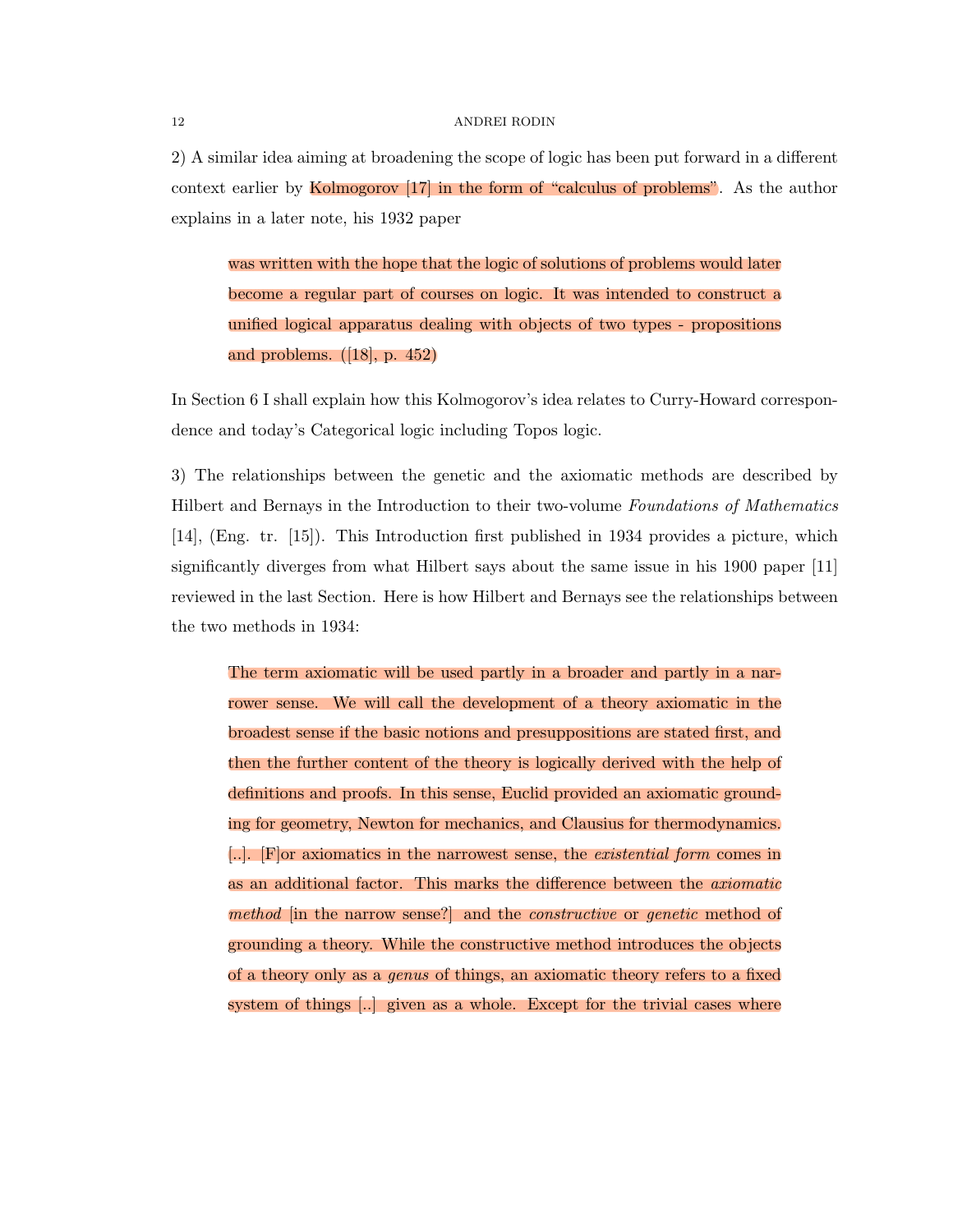2) A similar idea aiming at broadening the scope of logic has been put forward in a different context earlier by Kolmogorov [17] in the form of "calculus of problems". As the author explains in a later note, his 1932 paper

> was written with the hope that the logic of solutions of problems would later become a regular part of courses on logic. It was intended to construct a unified logical apparatus dealing with objects of two types - propositions and problems. ([18], p. 452)

In Section 6 I shall explain how this Kolmogorov's idea relates to Curry-Howard correspondence and today's Categorical logic including Topos logic.

3) The relationships between the genetic and the axiomatic methods are described by Hilbert and Bernays in the Introduction to their two-volume *Foundations of Mathematics* [14], (Eng. tr. [15]). This Introduction first published in 1934 provides a picture, which significantly diverges from what Hilbert says about the same issue in his 1900 paper [11] reviewed in the last Section. Here is how Hilbert and Bernays see the relationships between the two methods in 1934:

> The term axiomatic will be used partly in a broader and partly in a narrower sense. We will call the development of a theory axiomatic in the broadest sense if the basic notions and presuppositions are stated first, and then the further content of the theory is logically derived with the help of definitions and proofs. In this sense, Euclid provided an axiomatic grounding for geometry, Newton for mechanics, and Clausius for thermodynamics. [..]. [F]or axiomatics in the narrowest sense, the *existential form* comes in as an additional factor. This marks the difference between the *axiomatic method* [in the narrow sense?] and the *constructive* or *genetic* method of grounding a theory. While the constructive method introduces the objects of a theory only as a *genus* of things, an axiomatic theory refers to a fixed system of things [..] given as a whole. Except for the trivial cases where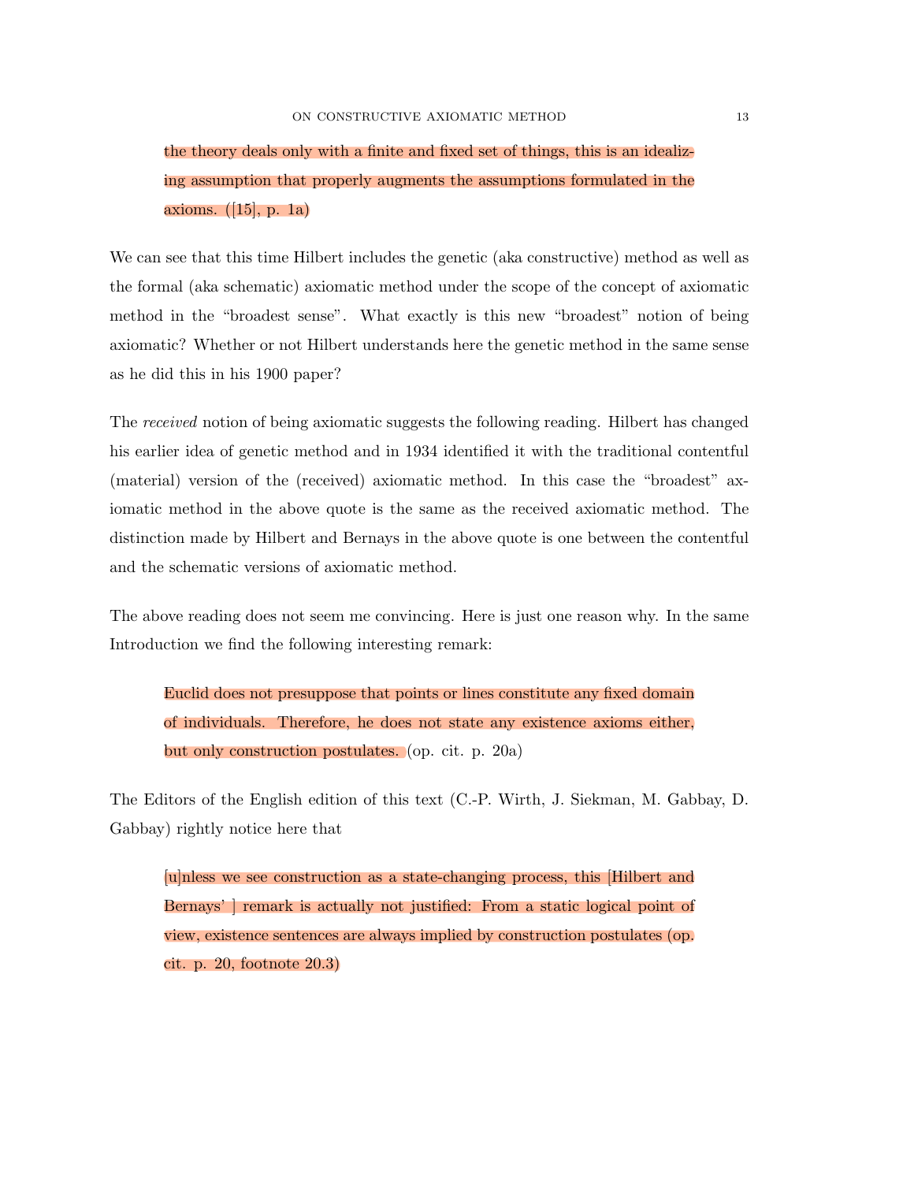> the theory deals only with a finite and fixed set of things, this is an idealizing assumption that properly augments the assumptions formulated in the axioms. ([15], p. 1a)

We can see that this time Hilbert includes the genetic (aka constructive) method as well as the formal (aka schematic) axiomatic method under the scope of the concept of axiomatic method in the "broadest sense". What exactly is this new "broadest" notion of being axiomatic? Whether or not Hilbert understands here the genetic method in the same sense as he did this in his 1900 paper?

The *received* notion of being axiomatic suggests the following reading. Hilbert has changed his earlier idea of genetic method and in 1934 identified it with the traditional contentful (material) version of the (received) axiomatic method. In this case the "broadest" axiomatic method in the above quote is the same as the received axiomatic method. The distinction made by Hilbert and Bernays in the above quote is one between the contentful and the schematic versions of axiomatic method.

The above reading does not seem me convincing. Here is just one reason why. In the same Introduction we find the following interesting remark:

> Euclid does not presuppose that points or lines constitute any fixed domain of individuals. Therefore, he does not state any existence axioms either, but only construction postulates. (op. cit. p. 20a)

The Editors of the English edition of this text (C.-P. Wirth, J. Siekman, M. Gabbay, D. Gabbay) rightly notice here that

> [u]nless we see construction as a state-changing process, this [Hilbert and Bernays' ] remark is actually not justified: From a static logical point of view, existence sentences are always implied by construction postulates (op. cit. p. 20, footnote 20.3)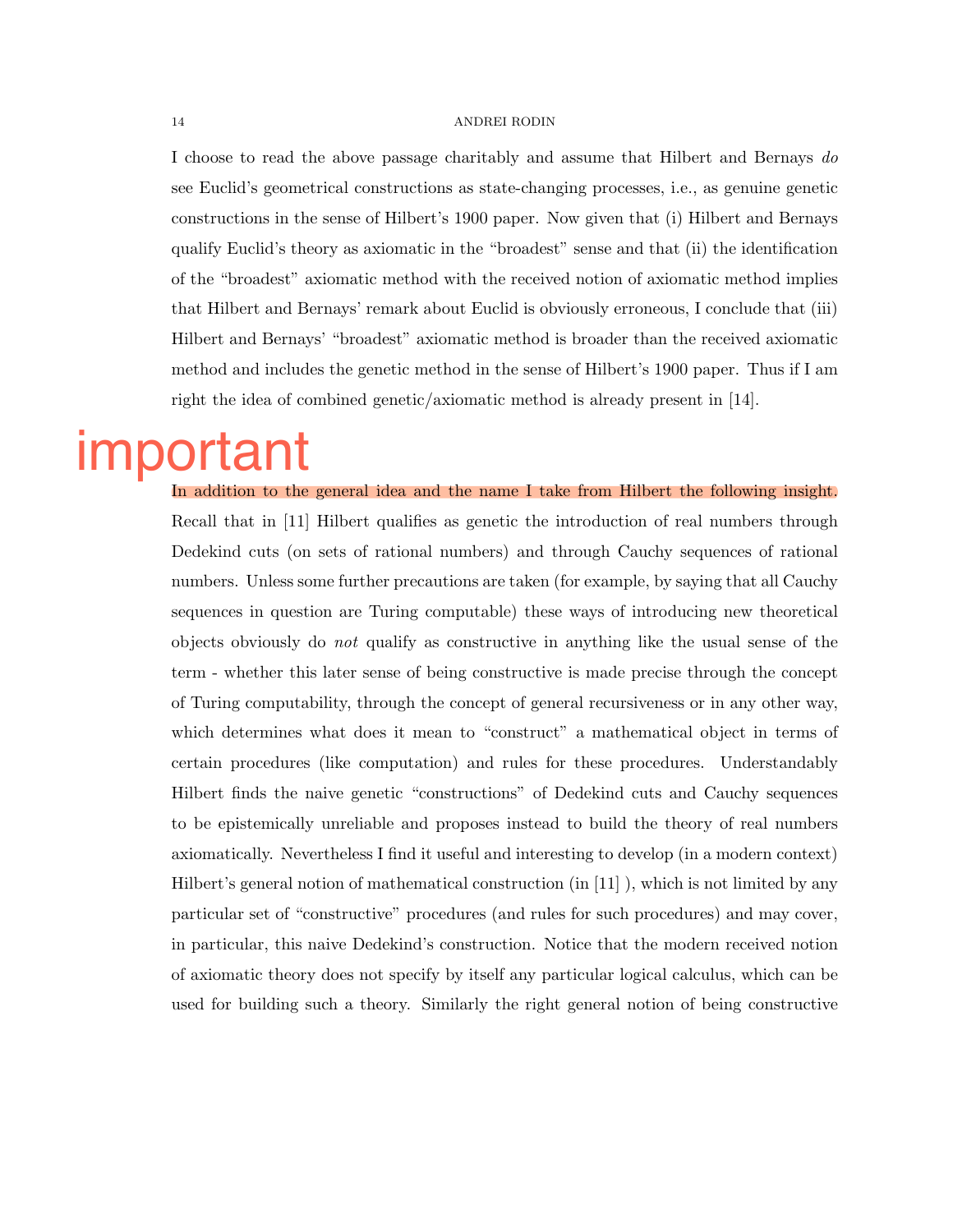I choose to read the above passage charitably and assume that Hilbert and Bernays *do* see Euclid's geometrical constructions as state-changing processes, i.e., as genuine genetic constructions in the sense of Hilbert's 1900 paper. Now given that (i) Hilbert and Bernays qualify Euclid's theory as axiomatic in the "broadest" sense and that (ii) the identification of the "broadest" axiomatic method with the received notion of axiomatic method implies that Hilbert and Bernays' remark about Euclid is obviously erroneous, I conclude that (iii) Hilbert and Bernays' "broadest" axiomatic method is broader than the received axiomatic method and includes the genetic method in the sense of Hilbert's 1900 paper. Thus if I am right the idea of combined genetic/axiomatic method is already present in [14].

In addition to the general idea and the name I take from Hilbert the following insight. Recall that in [11] Hilbert qualifies as genetic the introduction of real numbers through Dedekind cuts (on sets of rational numbers) and through Cauchy sequences of rational numbers. Unless some further precautions are taken (for example, by saying that all Cauchy sequences in question are Turing computable) these ways of introducing new theoretical objects obviously do *not* qualify as constructive in anything like the usual sense of the term - whether this later sense of being constructive is made precise through the concept of Turing computability, through the concept of general recursiveness or in any other way, which determines what does it mean to "construct" a mathematical object in terms of certain procedures (like computation) and rules for these procedures. Understandably Hilbert finds the naive genetic "constructions" of Dedekind cuts and Cauchy sequences to be epistemically unreliable and proposes instead to build the theory of real numbers axiomatically. Nevertheless I find it useful and interesting to develop (in a modern context) Hilbert's general notion of mathematical construction (in [11] ), which is not limited by any particular set of "constructive" procedures (and rules for such procedures) and may cover, in particular, this naive Dedekind's construction. Notice that the modern received notion of axiomatic theory does not specify by itself any particular logical calculus, which can be used for building such a theory. Similarly the right general notion of being constructive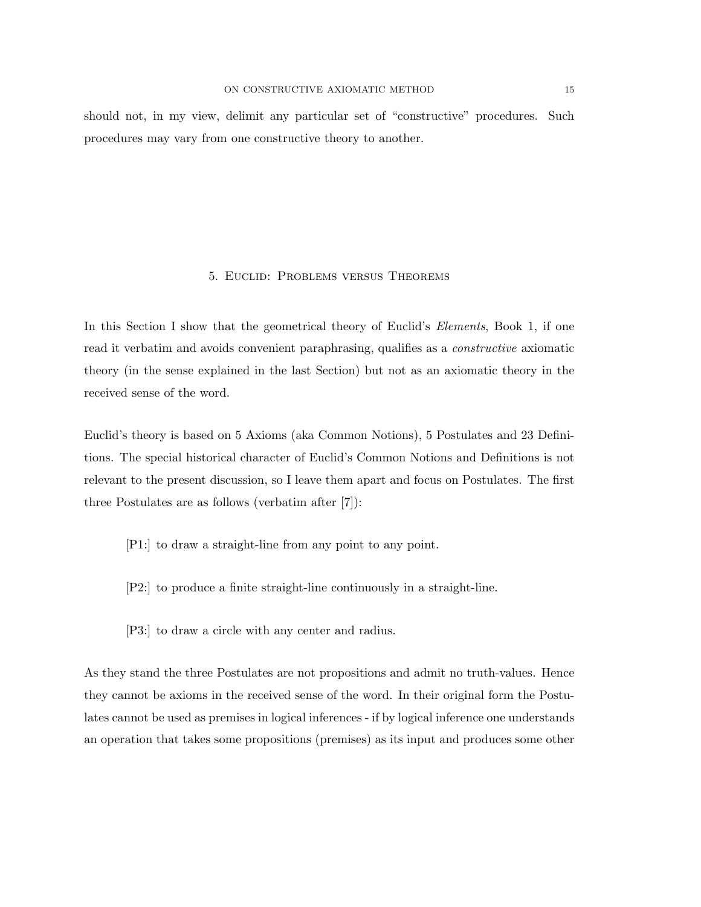should not, in my view, delimit any particular set of "constructive" procedures. Such procedures may vary from one constructive theory to another.

## 5. Euclid: Problems versus Theorems

In this Section I show that the geometrical theory of Euclid's *Elements*, Book 1, if one read it verbatim and avoids convenient paraphrasing, qualifies as a *constructive* axiomatic theory (in the sense explained in the last Section) but not as an axiomatic theory in the received sense of the word.

Euclid's theory is based on 5 Axioms (aka Common Notions), 5 Postulates and 23 Definitions. The special historical character of Euclid's Common Notions and Definitions is not relevant to the present discussion, so I leave them apart and focus on Postulates. The first three Postulates are as follows (verbatim after [7]):

> [P1:] to draw a straight-line from any point to any point.
>
> [P2:] to produce a finite straight-line continuously in a straight-line.
>
> [P3:] to draw a circle with any center and radius.

As they stand the three Postulates are not propositions and admit no truth-values. Hence they cannot be axioms in the received sense of the word. In their original form the Postulates cannot be used as premises in logical inferences - if by logical inference one understands an operation that takes some propositions (premises) as its input and produces some other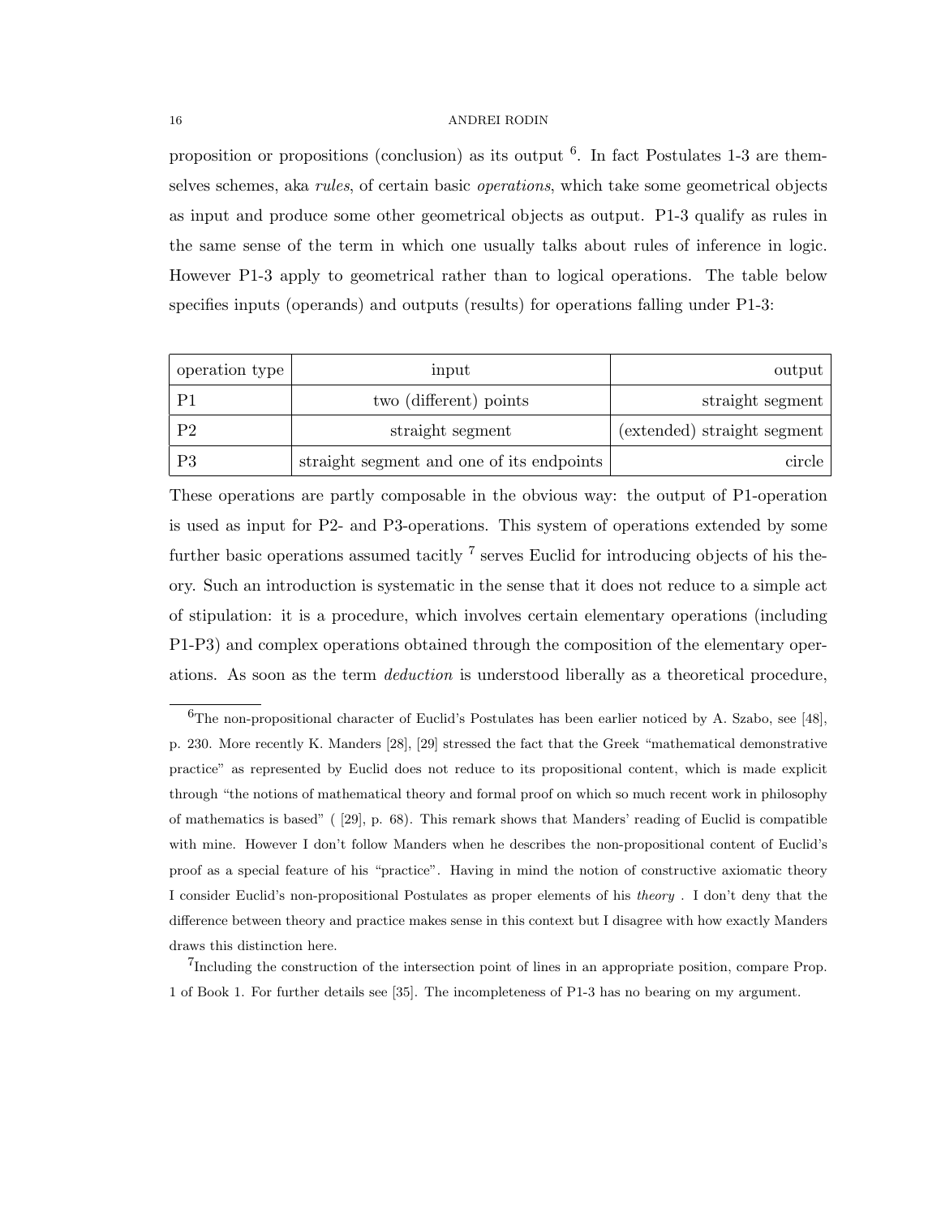proposition or propositions (conclusion) as its output [6]. In fact Postulates 1-3 are themselves schemes, aka *rules*, of certain basic *operations*, which take some geometrical objects as input and produce some other geometrical objects as output. P1-3 qualify as rules in the same sense of the term in which one usually talks about rules of inference in logic. However P1-3 apply to geometrical rather than to logical operations. The table below specifies inputs (operands) and outputs (results) for operations falling under P1-3:

| operation type | input | output |
|---|---|---|
| P1 | two (different) points | straight segment |
| P2 | straight segment | (extended) straight segment |
| P3 | straight segment and one of its endpoints | circle |

These operations are partly composable in the obvious way: the output of P1-operation is used as input for P2- and P3-operations. This system of operations extended by some further basic operations assumed tacitly [7] serves Euclid for introducing objects of his theory. Such an introduction is systematic in the sense that it does not reduce to a simple act of stipulation: it is a procedure, which involves certain elementary operations (including P1-P3) and complex operations obtained through the composition of the elementary operations. As soon as the term *deduction* is understood liberally as a theoretical procedure,

---

[6] The non-propositional character of Euclid's Postulates has been earlier noticed by A. Szabo, see [48], p. 230. More recently K. Manders [28], [29] stressed the fact that the Greek "mathematical demonstrative practice" as represented by Euclid does not reduce to its propositional content, which is made explicit through "the notions of mathematical theory and formal proof on which so much recent work in philosophy of mathematics is based" ( [29], p. 68). This remark shows that Manders' reading of Euclid is compatible with mine. However I don't follow Manders when he describes the non-propositional content of Euclid's proof as a special feature of his "practice". Having in mind the notion of constructive axiomatic theory I consider Euclid's non-propositional Postulates as proper elements of his *theory* . I don't deny that the difference between theory and practice makes sense in this context but I disagree with how exactly Manders draws this distinction here.

[7] Including the construction of the intersection point of lines in an appropriate position, compare Prop. 1 of Book 1. For further details see [35]. The incompleteness of P1-3 has no bearing on my argument.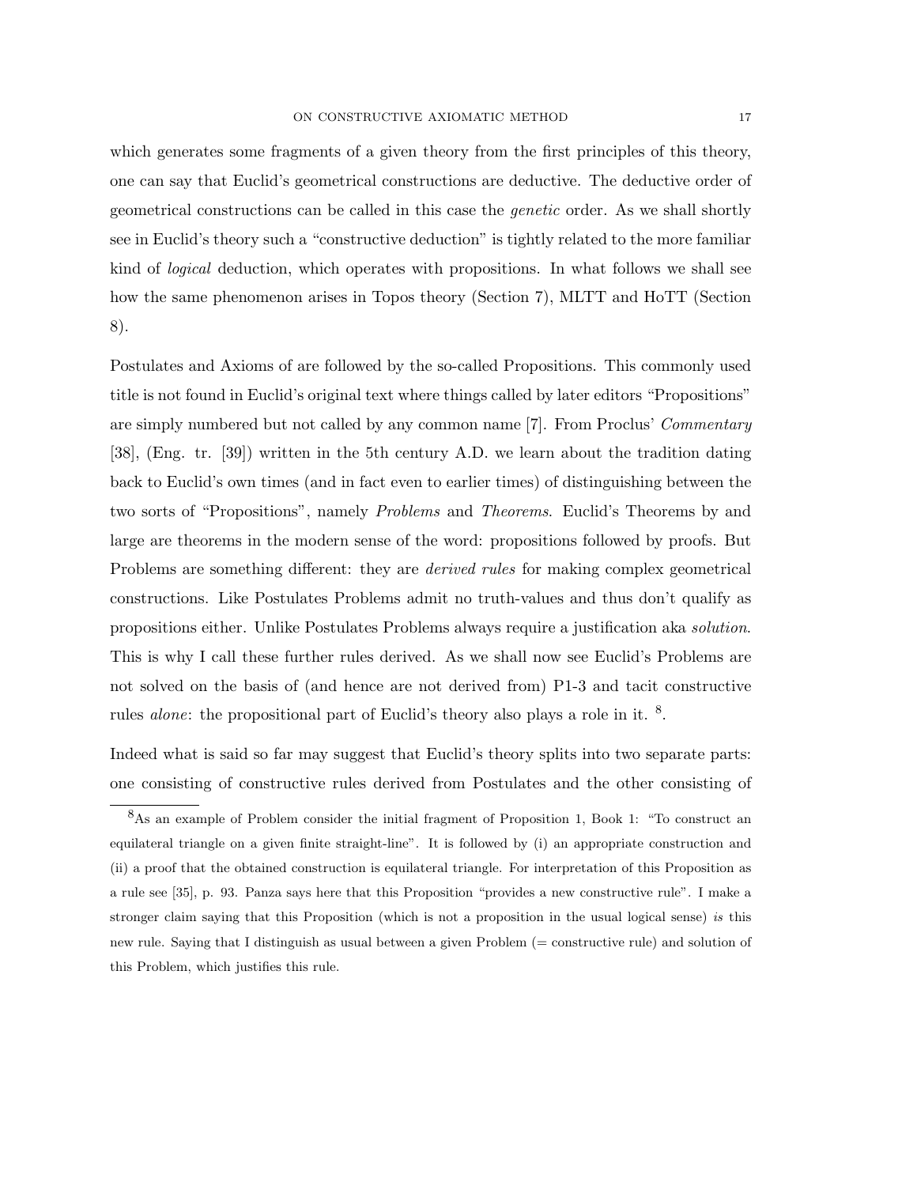which generates some fragments of a given theory from the first principles of this theory, one can say that Euclid's geometrical constructions are deductive. The deductive order of geometrical constructions can be called in this case the *genetic* order. As we shall shortly see in Euclid's theory such a "constructive deduction" is tightly related to the more familiar kind of *logical* deduction, which operates with propositions. In what follows we shall see how the same phenomenon arises in Topos theory (Section 7), MLTT and HoTT (Section 8).

Postulates and Axioms of are followed by the so-called Propositions. This commonly used title is not found in Euclid's original text where things called by later editors "Propositions" are simply numbered but not called by any common name [7]. From Proclus' *Commentary* [38], (Eng. tr. [39]) written in the 5th century A.D. we learn about the tradition dating back to Euclid's own times (and in fact even to earlier times) of distinguishing between the two sorts of "Propositions", namely *Problems* and *Theorems*. Euclid's Theorems by and large are theorems in the modern sense of the word: propositions followed by proofs. But Problems are something different: they are *derived rules* for making complex geometrical constructions. Like Postulates Problems admit no truth-values and thus don't qualify as propositions either. Unlike Postulates Problems always require a justification aka *solution*. This is why I call these further rules derived. As we shall now see Euclid's Problems are not solved on the basis of (and hence are not derived from) P1-3 and tacit constructive rules *alone*: the propositional part of Euclid's theory also plays a role in it. [8].

Indeed what is said so far may suggest that Euclid's theory splits into two separate parts: one consisting of constructive rules derived from Postulates and the other consisting of

[8] As an example of Problem consider the initial fragment of Proposition 1, Book 1: "To construct an equilateral triangle on a given finite straight-line". It is followed by (i) an appropriate construction and (ii) a proof that the obtained construction is equilateral triangle. For interpretation of this Proposition as a rule see [35], p. 93. Panza says here that this Proposition "provides a new constructive rule". I make a stronger claim saying that this Proposition (which is not a proposition in the usual logical sense) *is* this new rule. Saying that I distinguish as usual between a given Problem (= constructive rule) and solution of this Problem, which justifies this rule.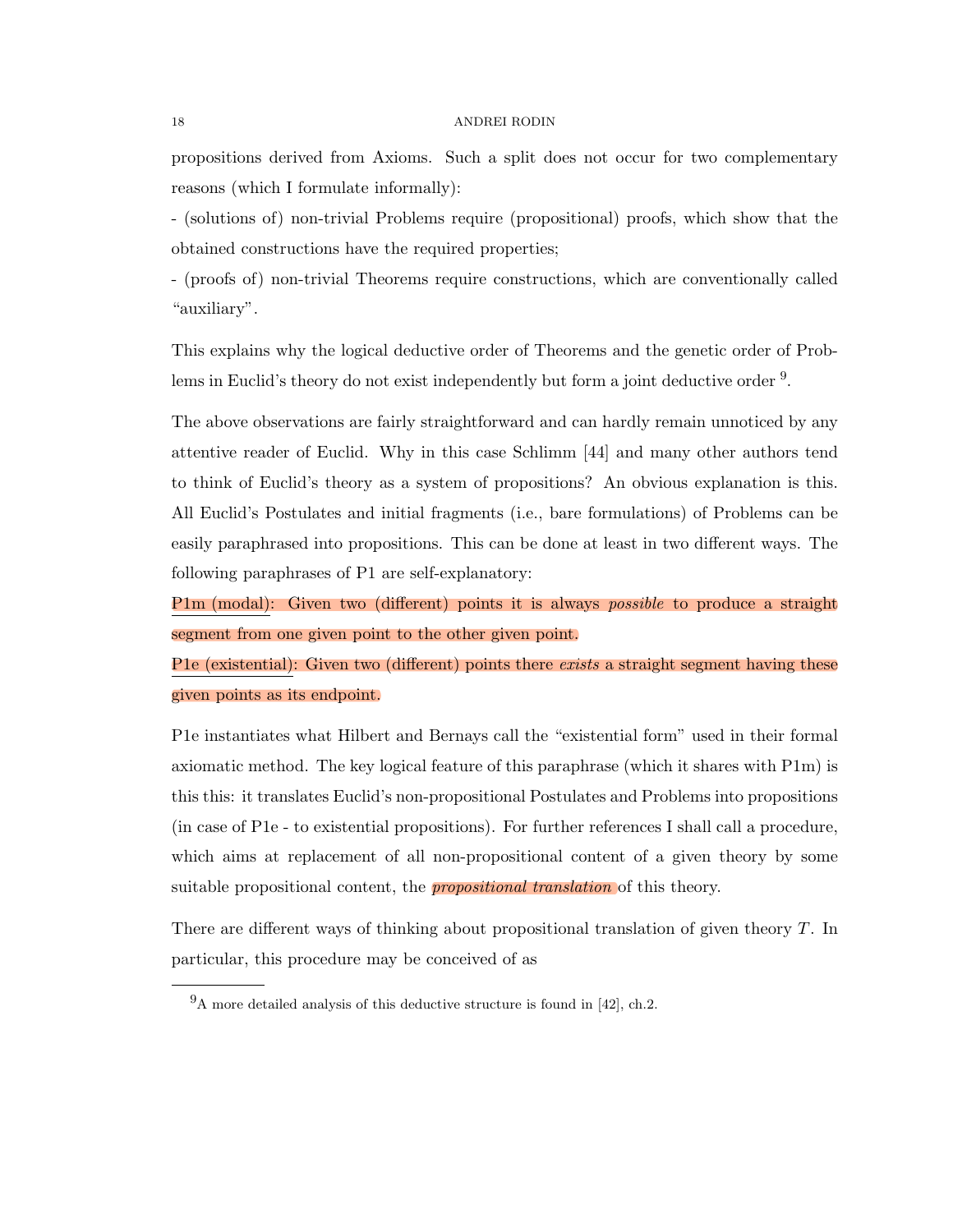propositions derived from Axioms. Such a split does not occur for two complementary reasons (which I formulate informally):

- (solutions of) non-trivial Problems require (propositional) proofs, which show that the obtained constructions have the required properties;

- (proofs of) non-trivial Theorems require constructions, which are conventionally called "auxiliary".

This explains why the logical deductive order of Theorems and the genetic order of Problems in Euclid's theory do not exist independently but form a joint deductive order [9].

The above observations are fairly straightforward and can hardly remain unnoticed by any attentive reader of Euclid. Why in this case Schlimm [44] and many other authors tend to think of Euclid's theory as a system of propositions? An obvious explanation is this. All Euclid's Postulates and initial fragments (i.e., bare formulations) of Problems can be easily paraphrased into propositions. This can be done at least in two different ways. The following paraphrases of P1 are self-explanatory:

P1m (modal): Given two (different) points it is always *possible* to produce a straight segment from one given point to the other given point.

P1e (existential): Given two (different) points there *exists* a straight segment having these given points as its endpoint.

P1e instantiates what Hilbert and Bernays call the "existential form" used in their formal axiomatic method. The key logical feature of this paraphrase (which it shares with P1m) is this this: it translates Euclid's non-propositional Postulates and Problems into propositions (in case of P1e - to existential propositions). For further references I shall call a procedure, which aims at replacement of all non-propositional content of a given theory by some suitable propositional content, the *propositional translation* of this theory.

There are different ways of thinking about propositional translation of given theory $T$. In particular, this procedure may be conceived of as

[9] A more detailed analysis of this deductive structure is found in [42], ch.2.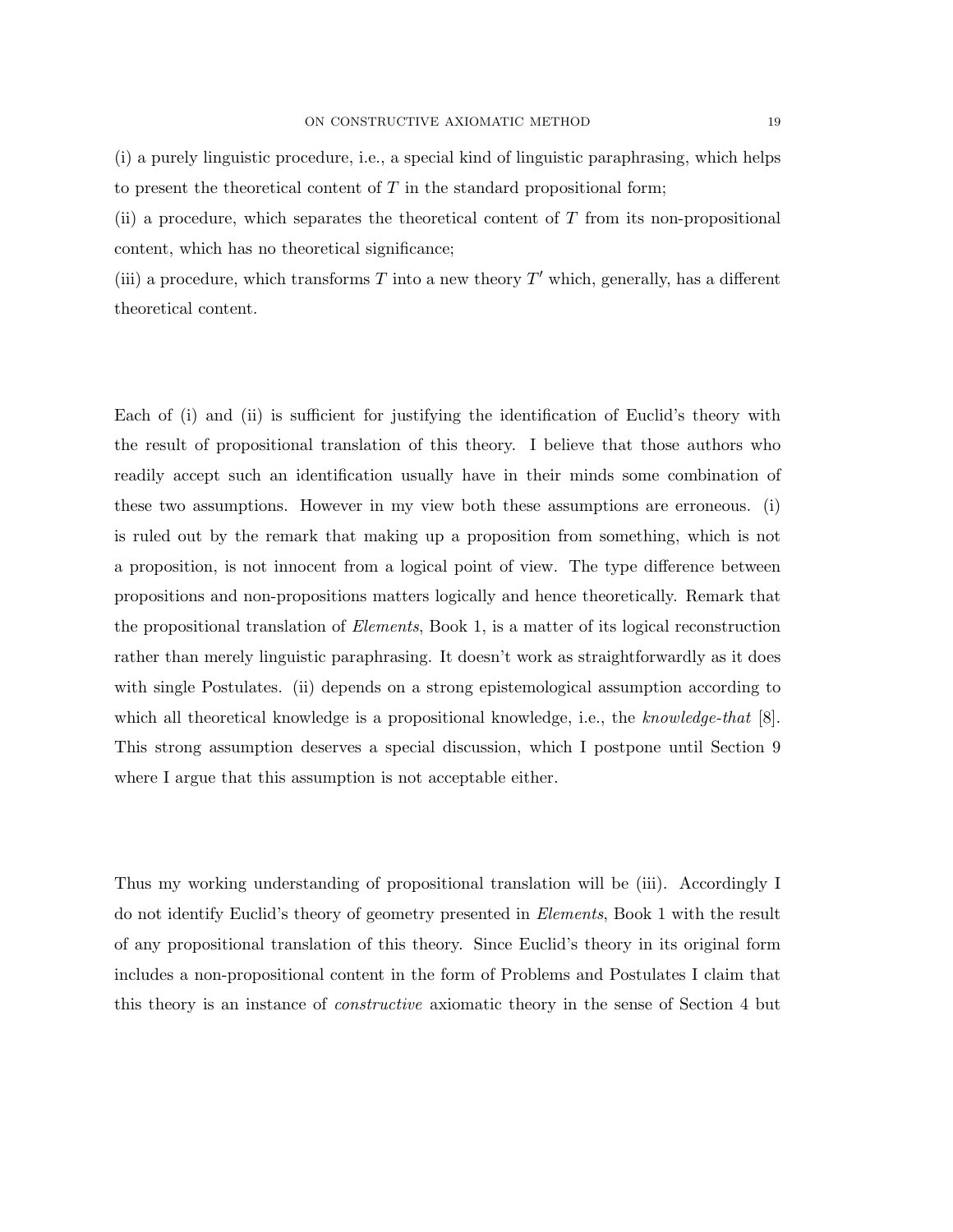(i) a purely linguistic procedure, i.e., a special kind of linguistic paraphrasing, which helps to present the theoretical content of $T$ in the standard propositional form;

(ii) a procedure, which separates the theoretical content of $T$ from its non-propositional content, which has no theoretical significance;

(iii) a procedure, which transforms $T$ into a new theory $T'$ which, generally, has a different theoretical content.

Each of (i) and (ii) is sufficient for justifying the identification of Euclid's theory with the result of propositional translation of this theory. I believe that those authors who readily accept such an identification usually have in their minds some combination of these two assumptions. However in my view both these assumptions are erroneous. (i) is ruled out by the remark that making up a proposition from something, which is not a proposition, is not innocent from a logical point of view. The type difference between propositions and non-propositions matters logically and hence theoretically. Remark that the propositional translation of *Elements*, Book 1, is a matter of its logical reconstruction rather than merely linguistic paraphrasing. It doesn't work as straightforwardly as it does with single Postulates. (ii) depends on a strong epistemological assumption according to which all theoretical knowledge is a propositional knowledge, i.e., the *knowledge-that* [8]. This strong assumption deserves a special discussion, which I postpone until Section 9 where I argue that this assumption is not acceptable either.

Thus my working understanding of propositional translation will be (iii). Accordingly I do not identify Euclid's theory of geometry presented in *Elements*, Book 1 with the result of any propositional translation of this theory. Since Euclid's theory in its original form includes a non-propositional content in the form of Problems and Postulates I claim that this theory is an instance of *constructive* axiomatic theory in the sense of Section 4 but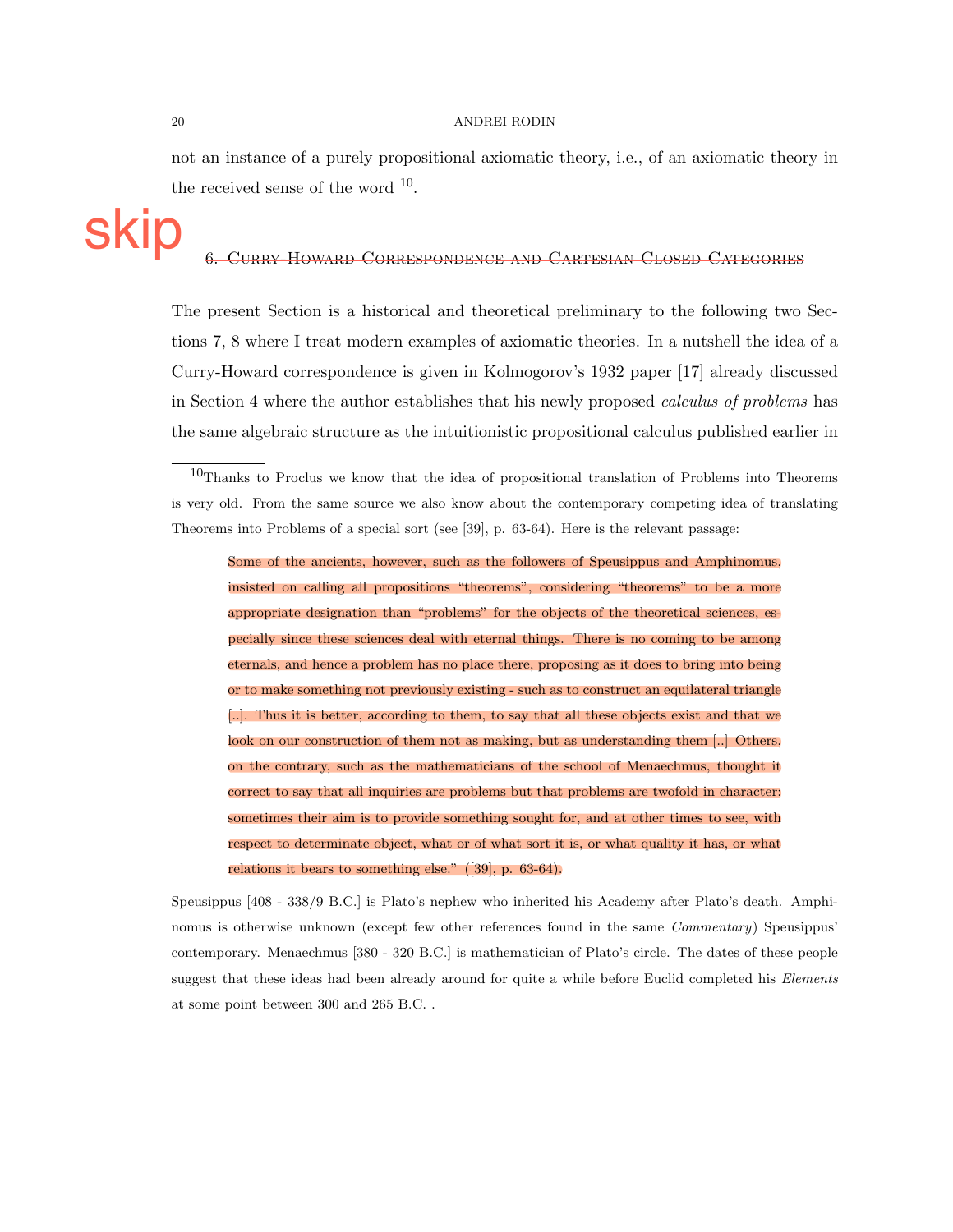not an instance of a purely propositional axiomatic theory, i.e., of an axiomatic theory in the received sense of the word [10].

## 6. Curry Howard Correspondence and Cartesian Closed Categories

The present Section is a historical and theoretical preliminary to the following two Sections 7, 8 where I treat modern examples of axiomatic theories. In a nutshell the idea of a Curry-Howard correspondence is given in Kolmogorov's 1932 paper [17] already discussed in Section 4 where the author establishes that his newly proposed *calculus of problems* has the same algebraic structure as the intuitionistic propositional calculus published earlier in

---

[10] Thanks to Proclus we know that the idea of propositional translation of Problems into Theorems is very old. From the same source we also know about the contemporary competing idea of translating Theorems into Problems of a special sort (see [39], p. 63-64). Here is the relevant passage:

> Some of the ancients, however, such as the followers of Speusippus and Amphinomus, insisted on calling all propositions "theorems", considering "theorems" to be a more appropriate designation than "problems" for the objects of the theoretical sciences, especially since these sciences deal with eternal things. There is no coming to be among eternals, and hence a problem has no place there, proposing as it does to bring into being or to make something not previously existing - such as to construct an equilateral triangle [..]. Thus it is better, according to them, to say that all these objects exist and that we look on our construction of them not as making, but as understanding them [..] Others, on the contrary, such as the mathematicians of the school of Menaechmus, thought it correct to say that all inquiries are problems but that problems are twofold in character: sometimes their aim is to provide something sought for, and at other times to see, with respect to determinate object, what or of what sort it is, or what quality it has, or what relations it bears to something else." ([39], p. 63-64).

Speusippus [408 - 338/9 B.C.] is Plato's nephew who inherited his Academy after Plato's death. Amphinomus is otherwise unknown (except few other references found in the same *Commentary*) Speusippus' contemporary. Menaechmus [380 - 320 B.C.] is mathematician of Plato's circle. The dates of these people suggest that these ideas had been already around for quite a while before Euclid completed his *Elements* at some point between 300 and 265 B.C. .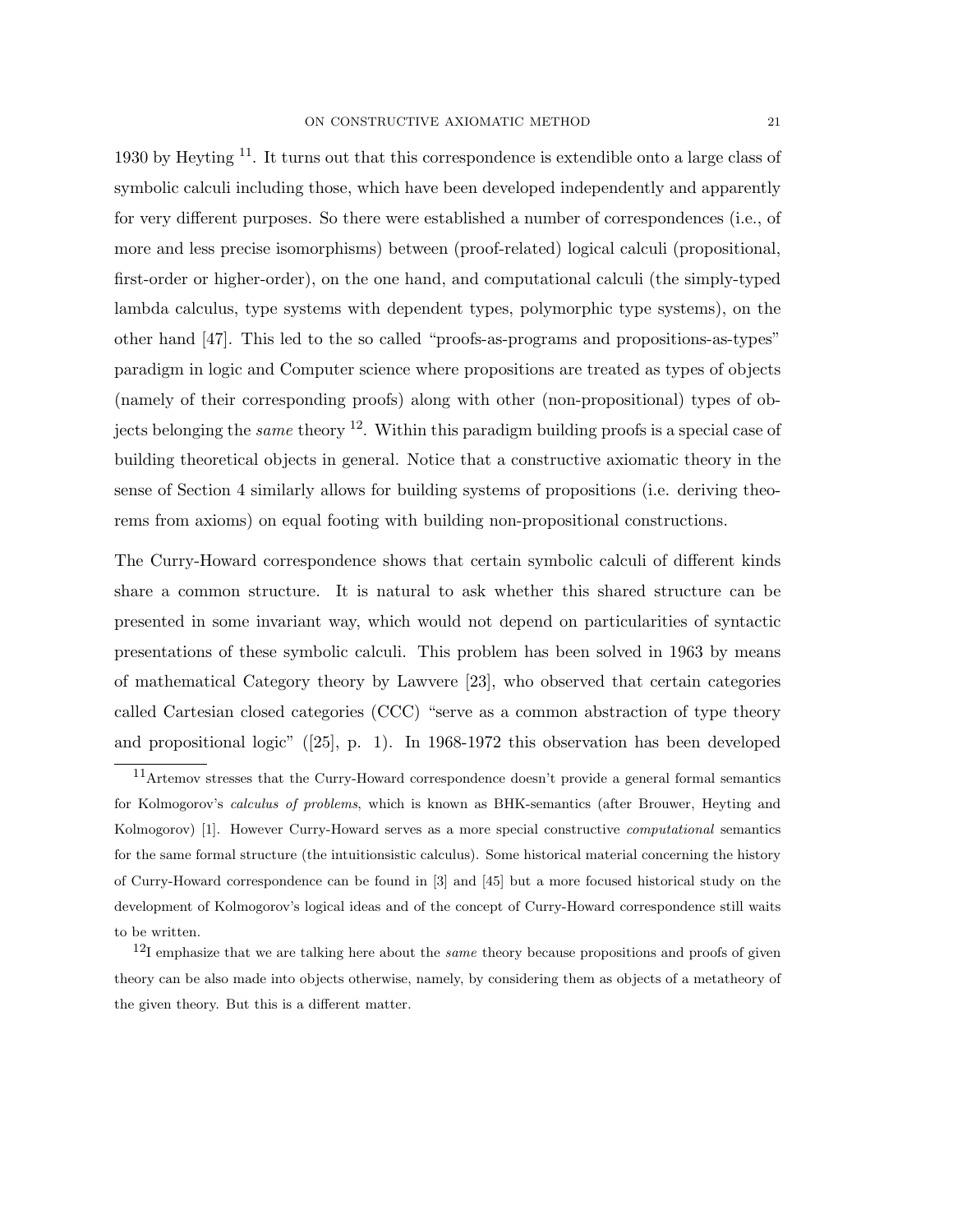1930 by Heyting [11]. It turns out that this correspondence is extendible onto a large class of symbolic calculi including those, which have been developed independently and apparently for very different purposes. So there were established a number of correspondences (i.e., of more and less precise isomorphisms) between (proof-related) logical calculi (propositional, first-order or higher-order), on the one hand, and computational calculi (the simply-typed lambda calculus, type systems with dependent types, polymorphic type systems), on the other hand [47]. This led to the so called "proofs-as-programs and propositions-as-types" paradigm in logic and Computer science where propositions are treated as types of objects (namely of their corresponding proofs) along with other (non-propositional) types of objects belonging the *same* theory [12]. Within this paradigm building proofs is a special case of building theoretical objects in general. Notice that a constructive axiomatic theory in the sense of Section 4 similarly allows for building systems of propositions (i.e. deriving theorems from axioms) on equal footing with building non-propositional constructions.

The Curry-Howard correspondence shows that certain symbolic calculi of different kinds share a common structure. It is natural to ask whether this shared structure can be presented in some invariant way, which would not depend on particularities of syntactic presentations of these symbolic calculi. This problem has been solved in 1963 by means of mathematical Category theory by Lawvere [23], who observed that certain categories called Cartesian closed categories (CCC) "serve as a common abstraction of type theory and propositional logic" ([25], p. 1). In 1968-1972 this observation has been developed

[11] Artemov stresses that the Curry-Howard correspondence doesn't provide a general formal semantics for Kolmogorov's *calculus of problems*, which is known as BHK-semantics (after Brouwer, Heyting and Kolmogorov) [1]. However Curry-Howard serves as a more special constructive *computational* semantics for the same formal structure (the intuitionsistic calculus). Some historical material concerning the history of Curry-Howard correspondence can be found in [3] and [45] but a more focused historical study on the development of Kolmogorov's logical ideas and of the concept of Curry-Howard correspondence still waits to be written.

[12] I emphasize that we are talking here about the *same* theory because propositions and proofs of given theory can be also made into objects otherwise, namely, by considering them as objects of a metatheory of the given theory. But this is a different matter.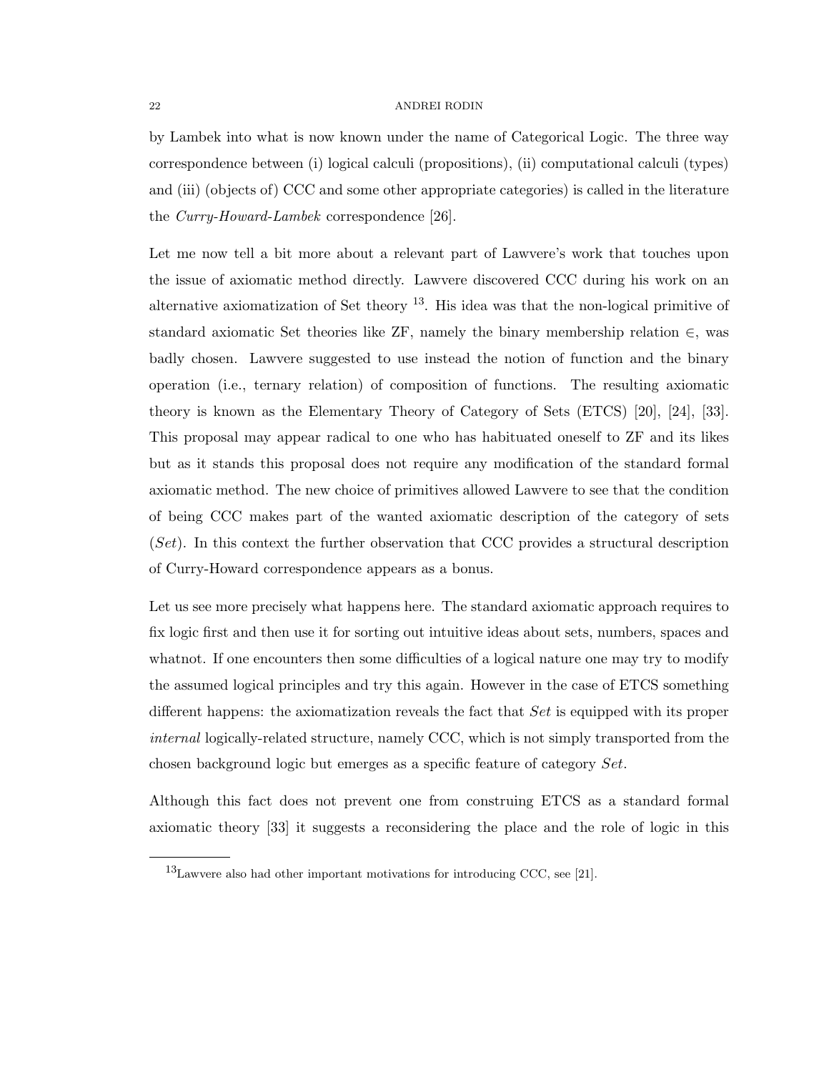by Lambek into what is now known under the name of Categorical Logic. The three way correspondence between (i) logical calculi (propositions), (ii) computational calculi (types) and (iii) (objects of) CCC and some other appropriate categories) is called in the literature the *Curry-Howard-Lambek* correspondence [26].

Let me now tell a bit more about a relevant part of Lawvere's work that touches upon the issue of axiomatic method directly. Lawvere discovered CCC during his work on an alternative axiomatization of Set theory [13]. His idea was that the non-logical primitive of standard axiomatic Set theories like ZF, namely the binary membership relation $\in$, was badly chosen. Lawvere suggested to use instead the notion of function and the binary operation (i.e., ternary relation) of composition of functions. The resulting axiomatic theory is known as the Elementary Theory of Category of Sets (ETCS) [20], [24], [33]. This proposal may appear radical to one who has habituated oneself to ZF and its likes but as it stands this proposal does not require any modification of the standard formal axiomatic method. The new choice of primitives allowed Lawvere to see that the condition of being CCC makes part of the wanted axiomatic description of the category of sets ($Set$). In this context the further observation that CCC provides a structural description of Curry-Howard correspondence appears as a bonus.

Let us see more precisely what happens here. The standard axiomatic approach requires to fix logic first and then use it for sorting out intuitive ideas about sets, numbers, spaces and whatnot. If one encounters then some difficulties of a logical nature one may try to modify the assumed logical principles and try this again. However in the case of ETCS something different happens: the axiomatization reveals the fact that $Set$ is equipped with its proper *internal* logically-related structure, namely CCC, which is not simply transported from the chosen background logic but emerges as a specific feature of category $Set$.

Although this fact does not prevent one from construing ETCS as a standard formal axiomatic theory [33] it suggests a reconsidering the place and the role of logic in this

---

[13] Lawvere also had other important motivations for introducing CCC, see [21].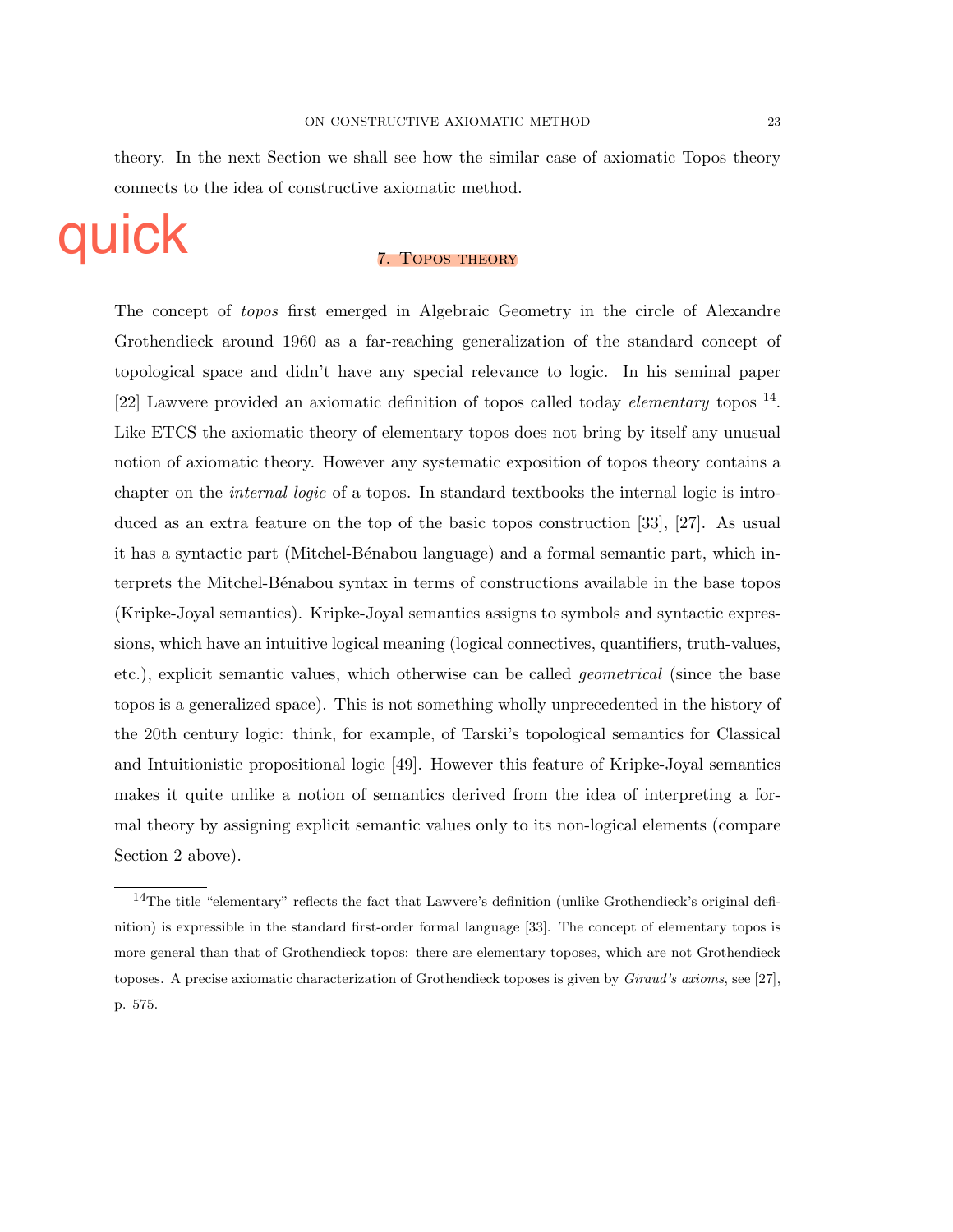theory. In the next Section we shall see how the similar case of axiomatic Topos theory connects to the idea of constructive axiomatic method.

## 7. Topos theory

The concept of *topos* first emerged in Algebraic Geometry in the circle of Alexandre Grothendieck around 1960 as a far-reaching generalization of the standard concept of topological space and didn't have any special relevance to logic. In his seminal paper [22] Lawvere provided an axiomatic definition of topos called today *elementary* topos [14]. Like ETCS the axiomatic theory of elementary topos does not bring by itself any unusual notion of axiomatic theory. However any systematic exposition of topos theory contains a chapter on the *internal logic* of a topos. In standard textbooks the internal logic is introduced as an extra feature on the top of the basic topos construction [33], [27]. As usual it has a syntactic part (Mitchel-Bénabou language) and a formal semantic part, which interprets the Mitchel-Bénabou syntax in terms of constructions available in the base topos (Kripke-Joyal semantics). Kripke-Joyal semantics assigns to symbols and syntactic expressions, which have an intuitive logical meaning (logical connectives, quantifiers, truth-values, etc.), explicit semantic values, which otherwise can be called *geometrical* (since the base topos is a generalized space). This is not something wholly unprecedented in the history of the 20th century logic: think, for example, of Tarski's topological semantics for Classical and Intuitionistic propositional logic [49]. However this feature of Kripke-Joyal semantics makes it quite unlike a notion of semantics derived from the idea of interpreting a formal theory by assigning explicit semantic values only to its non-logical elements (compare Section 2 above).

[14] The title "elementary" reflects the fact that Lawvere's definition (unlike Grothendieck's original definition) is expressible in the standard first-order formal language [33]. The concept of elementary topos is more general than that of Grothendieck topos: there are elementary toposes, which are not Grothendieck toposes. A precise axiomatic characterization of Grothendieck toposes is given by *Giraud's axioms*, see [27], p. 575.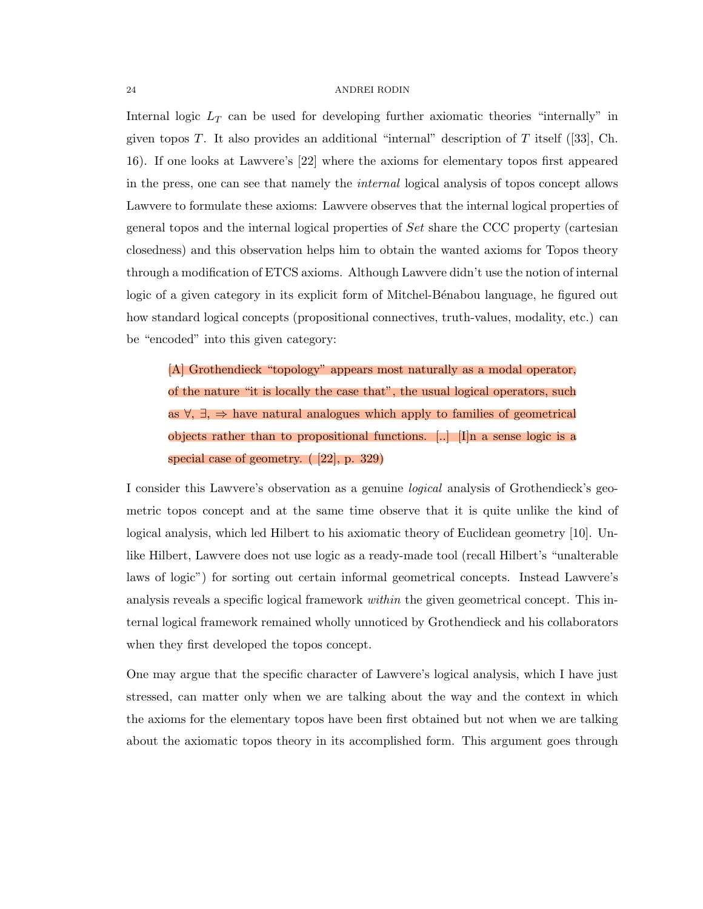Internal logic $L_T$ can be used for developing further axiomatic theories "internally" in given topos $T$. It also provides an additional "internal" description of $T$ itself ([33], Ch. 16). If one looks at Lawvere's [22] where the axioms for elementary topos first appeared in the press, one can see that namely the *internal* logical analysis of topos concept allows Lawvere to formulate these axioms: Lawvere observes that the internal logical properties of general topos and the internal logical properties of *Set* share the CCC property (cartesian closedness) and this observation helps him to obtain the wanted axioms for Topos theory through a modification of ETCS axioms. Although Lawvere didn't use the notion of internal logic of a given category in its explicit form of Mitchel-Bénabou language, he figured out how standard logical concepts (propositional connectives, truth-values, modality, etc.) can be "encoded" into this given category:

> [A] Grothendieck "topology" appears most naturally as a modal operator, of the nature "it is locally the case that", the usual logical operators, such as $\forall$, $\exists$, $\Rightarrow$ have natural analogues which apply to families of geometrical objects rather than to propositional functions. [..] [I]n a sense logic is a special case of geometry. ( [22], p. 329)

I consider this Lawvere's observation as a genuine *logical* analysis of Grothendieck's geometric topos concept and at the same time observe that it is quite unlike the kind of logical analysis, which led Hilbert to his axiomatic theory of Euclidean geometry [10]. Unlike Hilbert, Lawvere does not use logic as a ready-made tool (recall Hilbert's "unalterable laws of logic") for sorting out certain informal geometrical concepts. Instead Lawvere's analysis reveals a specific logical framework *within* the given geometrical concept. This internal logical framework remained wholly unnoticed by Grothendieck and his collaborators when they first developed the topos concept.

One may argue that the specific character of Lawvere's logical analysis, which I have just stressed, can matter only when we are talking about the way and the context in which the axioms for the elementary topos have been first obtained but not when we are talking about the axiomatic topos theory in its accomplished form. This argument goes through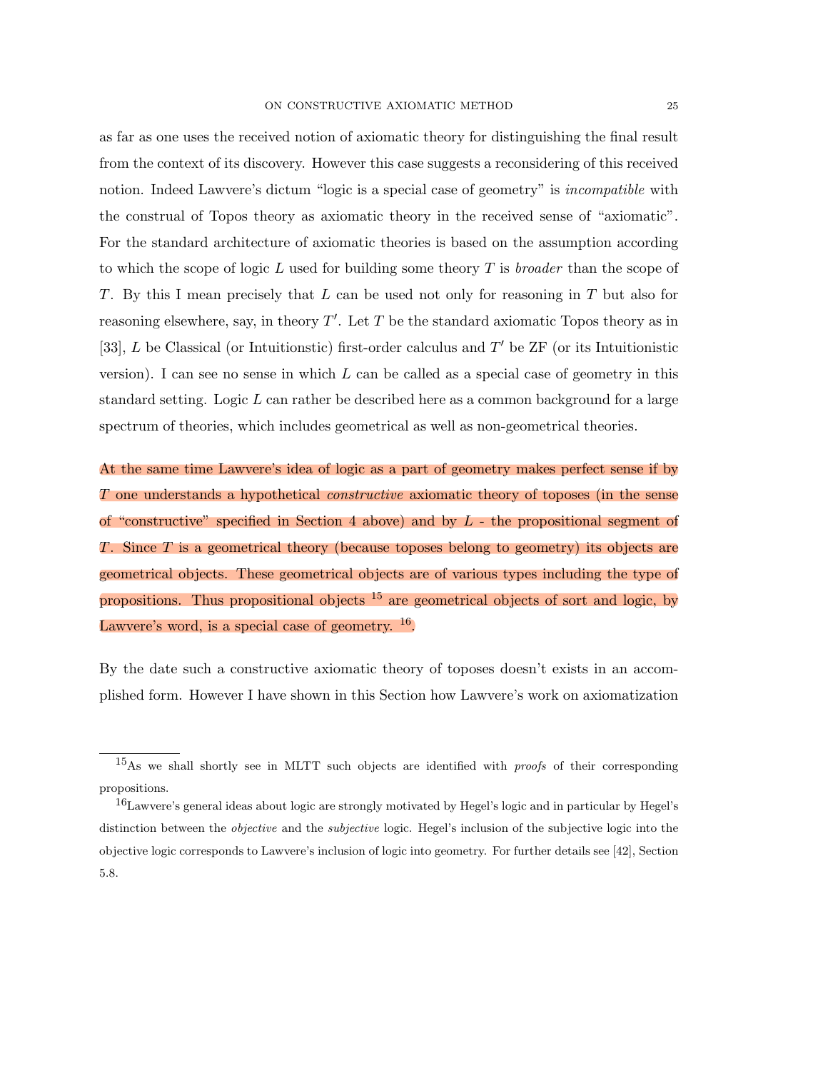as far as one uses the received notion of axiomatic theory for distinguishing the final result from the context of its discovery. However this case suggests a reconsidering of this received notion. Indeed Lawvere's dictum "logic is a special case of geometry" is *incompatible* with the construal of Topos theory as axiomatic theory in the received sense of "axiomatic". For the standard architecture of axiomatic theories is based on the assumption according to which the scope of logic $L$ used for building some theory $T$ is *broader* than the scope of $T$. By this I mean precisely that $L$ can be used not only for reasoning in $T$ but also for reasoning elsewhere, say, in theory $T'$. Let $T$ be the standard axiomatic Topos theory as in [33], $L$ be Classical (or Intuitionstic) first-order calculus and $T'$ be ZF (or its Intuitionistic version). I can see no sense in which $L$ can be called as a special case of geometry in this standard setting. Logic $L$ can rather be described here as a common background for a large spectrum of theories, which includes geometrical as well as non-geometrical theories.

At the same time Lawvere's idea of logic as a part of geometry makes perfect sense if by $T$ one understands a hypothetical *constructive* axiomatic theory of toposes (in the sense of "constructive" specified in Section 4 above) and by $L$ - the propositional segment of $T$. Since $T$ is a geometrical theory (because toposes belong to geometry) its objects are geometrical objects. These geometrical objects are of various types including the type of propositions. Thus propositional objects [15] are geometrical objects of sort and logic, by Lawvere's word, is a special case of geometry. [16].

By the date such a constructive axiomatic theory of toposes doesn't exists in an accomplished form. However I have shown in this Section how Lawvere's work on axiomatization

---

[15] As we shall shortly see in MLTT such objects are identified with *proofs* of their corresponding propositions.

[16] Lawvere's general ideas about logic are strongly motivated by Hegel's logic and in particular by Hegel's distinction between the *objective* and the *subjective* logic. Hegel's inclusion of the subjective logic into the objective logic corresponds to Lawvere's inclusion of logic into geometry. For further details see [42], Section 5.8.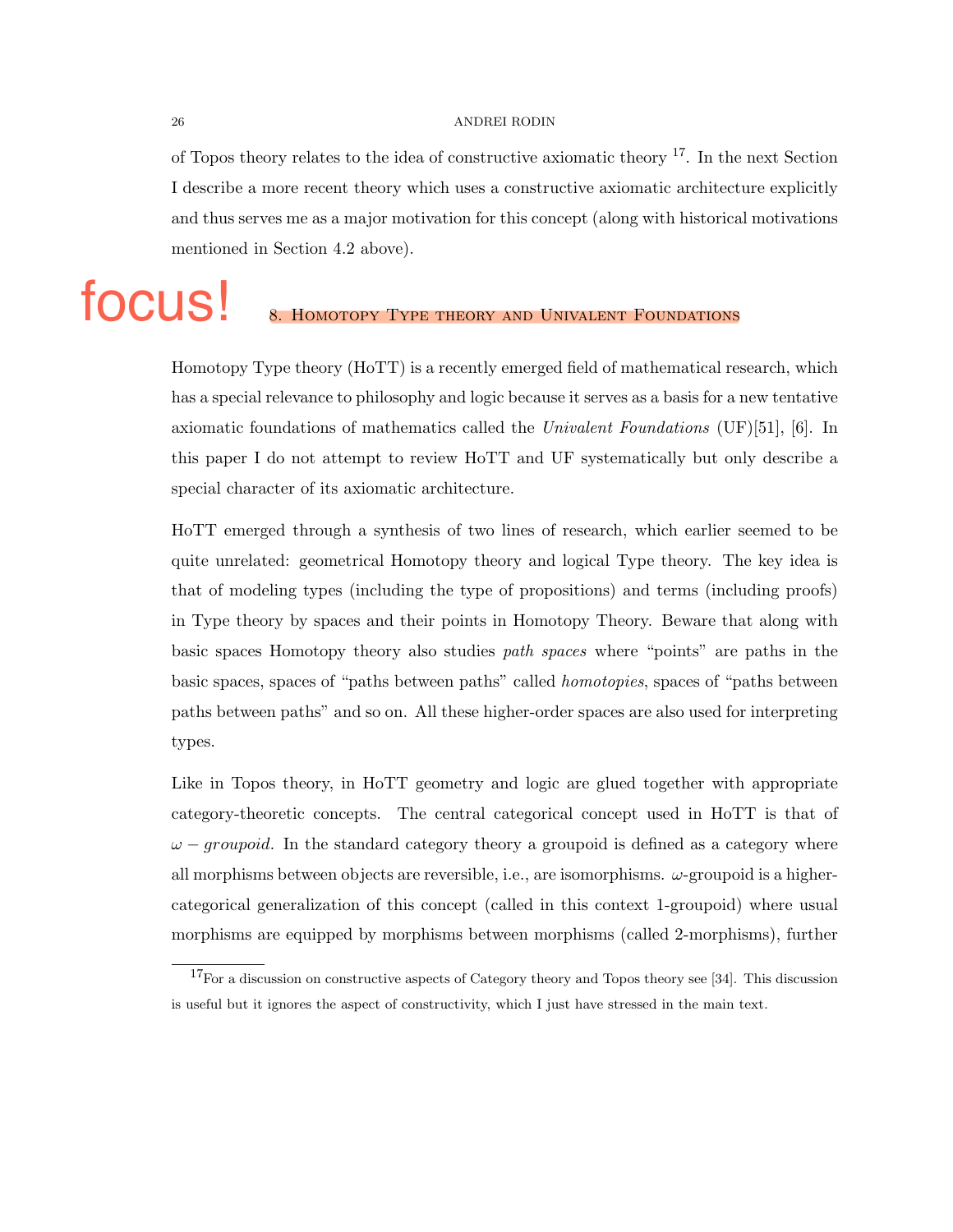of Topos theory relates to the idea of constructive axiomatic theory [17]. In the next Section I describe a more recent theory which uses a constructive axiomatic architecture explicitly and thus serves me as a major motivation for this concept (along with historical motivations mentioned in Section 4.2 above).

## 8. Homotopy Type theory and Univalent Foundations

Homotopy Type theory (HoTT) is a recently emerged field of mathematical research, which has a special relevance to philosophy and logic because it serves as a basis for a new tentative axiomatic foundations of mathematics called the *Univalent Foundations* (UF)[51], [6]. In this paper I do not attempt to review HoTT and UF systematically but only describe a special character of its axiomatic architecture.

HoTT emerged through a synthesis of two lines of research, which earlier seemed to be quite unrelated: geometrical Homotopy theory and logical Type theory. The key idea is that of modeling types (including the type of propositions) and terms (including proofs) in Type theory by spaces and their points in Homotopy Theory. Beware that along with basic spaces Homotopy theory also studies *path spaces* where "points" are paths in the basic spaces, spaces of "paths between paths" called *homotopies*, spaces of "paths between paths between paths" and so on. All these higher-order spaces are also used for interpreting types.

Like in Topos theory, in HoTT geometry and logic are glued together with appropriate category-theoretic concepts. The central categorical concept used in HoTT is that of $\omega - groupoid$. In the standard category theory a groupoid is defined as a category where all morphisms between objects are reversible, i.e., are isomorphisms. $\omega$-groupoid is a higher-categorical generalization of this concept (called in this context 1-groupoid) where usual morphisms are equipped by morphisms between morphisms (called 2-morphisms), further

[17] For a discussion on constructive aspects of Category theory and Topos theory see [34]. This discussion is useful but it ignores the aspect of constructivity, which I just have stressed in the main text.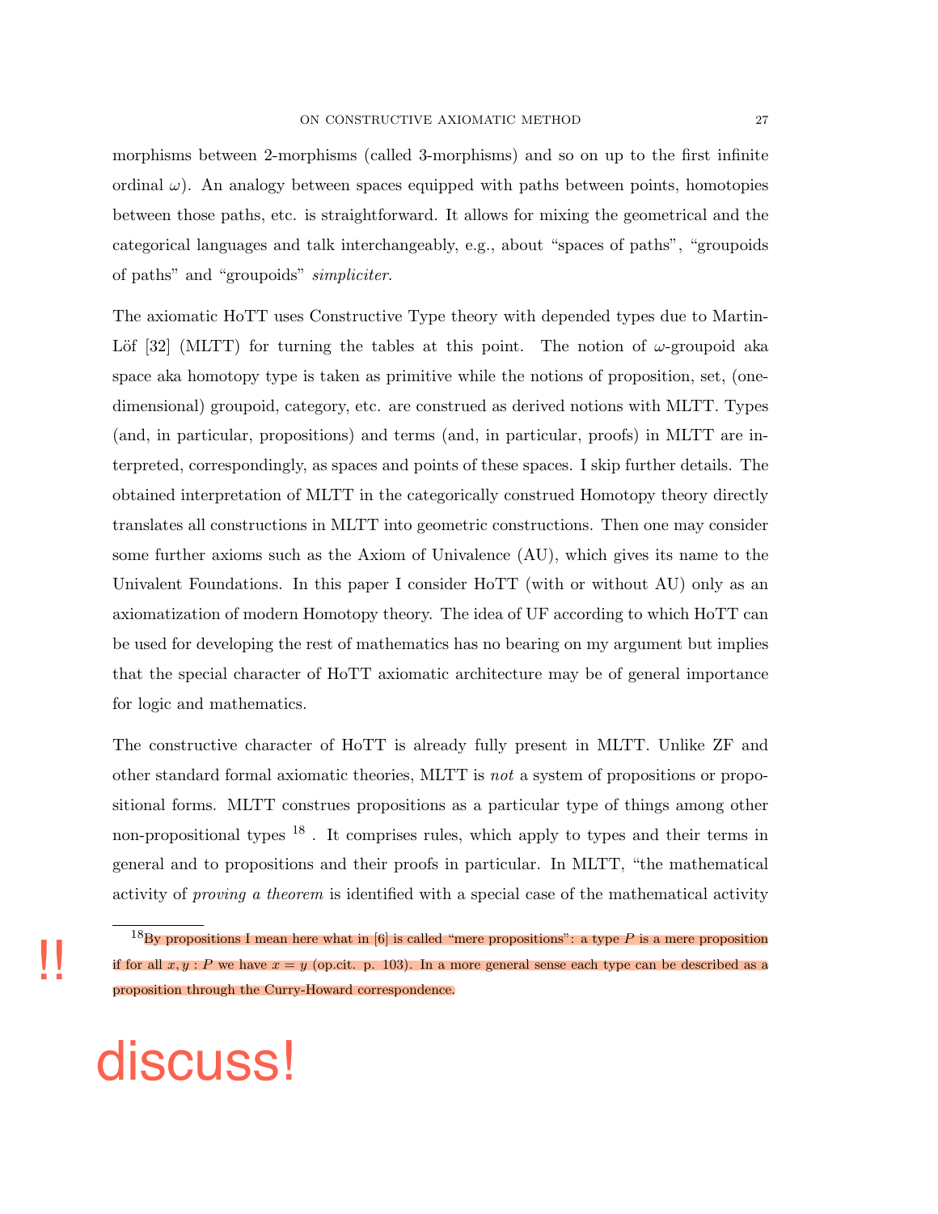morphisms between 2-morphisms (called 3-morphisms) and so on up to the first infinite ordinal $\omega$). An analogy between spaces equipped with paths between points, homotopies between those paths, etc. is straightforward. It allows for mixing the geometrical and the categorical languages and talk interchangeably, e.g., about "spaces of paths", "groupoids of paths" and "groupoids" *simpliciter*.

The axiomatic HoTT uses Constructive Type theory with depended types due to Martin-Löf [32] (MLTT) for turning the tables at this point. The notion of $\omega$-groupoid aka space aka homotopy type is taken as primitive while the notions of proposition, set, (one-dimensional) groupoid, category, etc. are construed as derived notions with MLTT. Types (and, in particular, propositions) and terms (and, in particular, proofs) in MLTT are interpreted, correspondingly, as spaces and points of these spaces. I skip further details. The obtained interpretation of MLTT in the categorically construed Homotopy theory directly translates all constructions in MLTT into geometric constructions. Then one may consider some further axioms such as the Axiom of Univalence (AU), which gives its name to the Univalent Foundations. In this paper I consider HoTT (with or without AU) only as an axiomatization of modern Homotopy theory. The idea of UF according to which HoTT can be used for developing the rest of mathematics has no bearing on my argument but implies that the special character of HoTT axiomatic architecture may be of general importance for logic and mathematics.

The constructive character of HoTT is already fully present in MLTT. Unlike ZF and other standard formal axiomatic theories, MLTT is *not* a system of propositions or propositional forms. MLTT construes propositions as a particular type of things among other non-propositional types [18] . It comprises rules, which apply to types and their terms in general and to propositions and their proofs in particular. In MLTT, "the mathematical activity of *proving a theorem* is identified with a special case of the mathematical activity

[18] By propositions I mean here what in [6] is called "mere propositions": a type $P$ is a mere proposition if for all $x, y : P$ we have $x = y$ (op.cit. p. 103). In a more general sense each type can be described as a proposition through the Curry-Howard correspondence.

!!

discuss!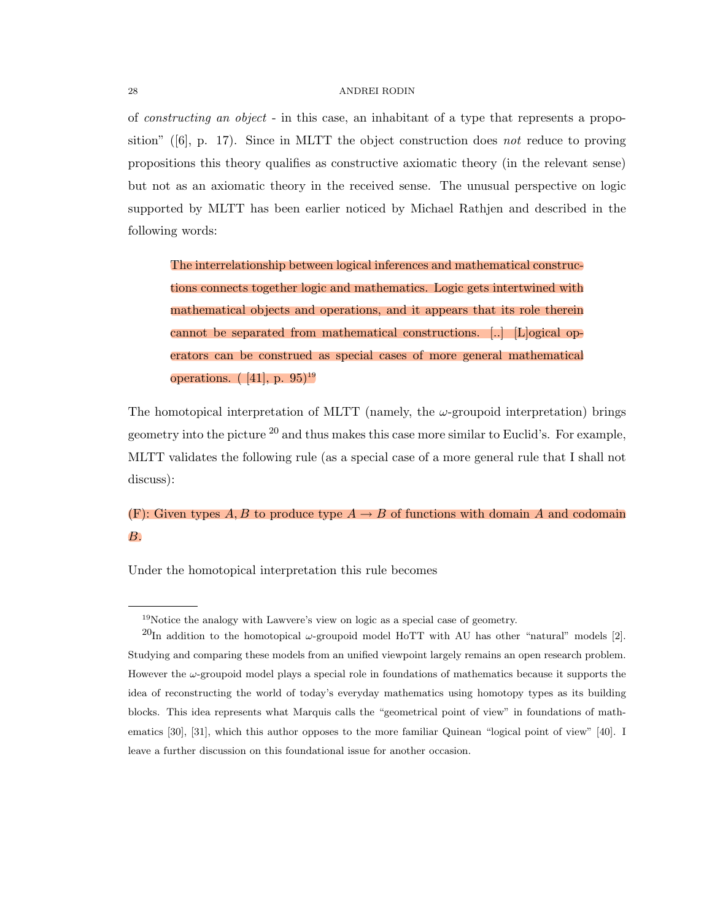of *constructing an object* - in this case, an inhabitant of a type that represents a proposition" ([6], p. 17). Since in MLTT the object construction does *not* reduce to proving propositions this theory qualifies as constructive axiomatic theory (in the relevant sense) but not as an axiomatic theory in the received sense. The unusual perspective on logic supported by MLTT has been earlier noticed by Michael Rathjen and described in the following words:

> The interrelationship between logical inferences and mathematical constructions connects together logic and mathematics. Logic gets intertwined with mathematical objects and operations, and it appears that its role therein cannot be separated from mathematical constructions. [..] [L]ogical operators can be construed as special cases of more general mathematical operations. ( [41], p. 95)[19]

The homotopical interpretation of MLTT (namely, the $\omega$-groupoid interpretation) brings geometry into the picture [20] and thus makes this case more similar to Euclid's. For example, MLTT validates the following rule (as a special case of a more general rule that I shall not discuss):

(F): Given types $A, B$ to produce type $A \to B$ of functions with domain $A$ and codomain $B$.

Under the homotopical interpretation this rule becomes

---

[19]Notice the analogy with Lawvere's view on logic as a special case of geometry.

[20]In addition to the homotopical $\omega$-groupoid model HoTT with AU has other "natural" models [2]. Studying and comparing these models from an unified viewpoint largely remains an open research problem. However the $\omega$-groupoid model plays a special role in foundations of mathematics because it supports the idea of reconstructing the world of today's everyday mathematics using homotopy types as its building blocks. This idea represents what Marquis calls the "geometrical point of view" in foundations of mathematics [30], [31], which this author opposes to the more familiar Quinean "logical point of view" [40]. I leave a further discussion on this foundational issue for another occasion.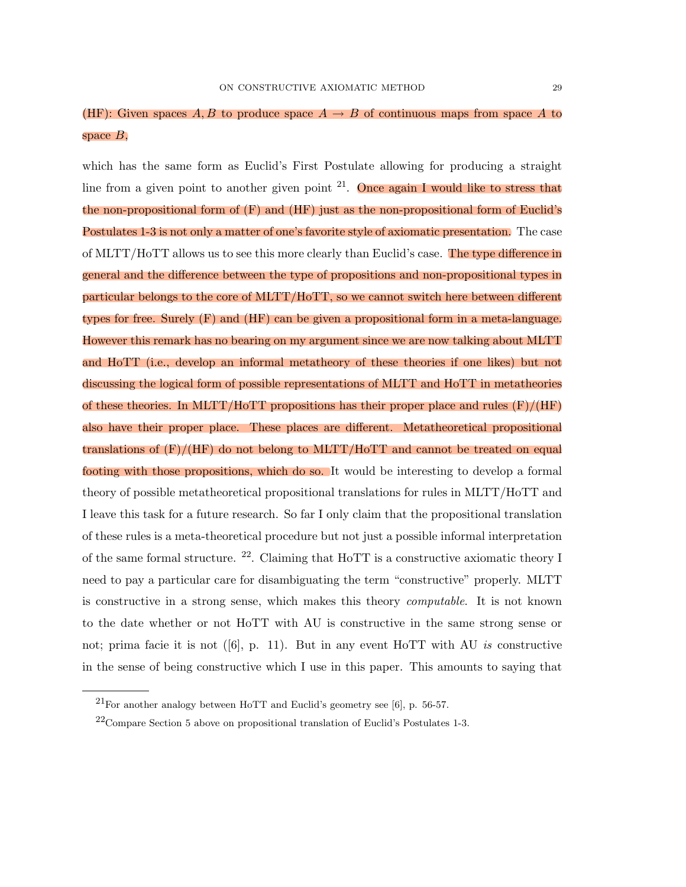(HF): Given spaces $A, B$ to produce space $A \to B$ of continuous maps from space $A$ to space $B$,

which has the same form as Euclid's First Postulate allowing for producing a straight line from a given point to another given point [21]. Once again I would like to stress that the non-propositional form of (F) and (HF) just as the non-propositional form of Euclid's Postulates 1-3 is not only a matter of one's favorite style of axiomatic presentation. The case of MLTT/HoTT allows us to see this more clearly than Euclid's case. The type difference in general and the difference between the type of propositions and non-propositional types in particular belongs to the core of MLTT/HoTT, so we cannot switch here between different types for free. Surely (F) and (HF) can be given a propositional form in a meta-language. However this remark has no bearing on my argument since we are now talking about MLTT and HoTT (i.e., develop an informal metatheory of these theories if one likes) but not discussing the logical form of possible representations of MLTT and HoTT in metatheories of these theories. In MLTT/HoTT propositions has their proper place and rules (F)/(HF) also have their proper place. These places are different. Metatheoretical propositional translations of (F)/(HF) do not belong to MLTT/HoTT and cannot be treated on equal footing with those propositions, which do so. It would be interesting to develop a formal theory of possible metatheoretical propositional translations for rules in MLTT/HoTT and I leave this task for a future research. So far I only claim that the propositional translation of these rules is a meta-theoretical procedure but not just a possible informal interpretation of the same formal structure. [22]. Claiming that HoTT is a constructive axiomatic theory I need to pay a particular care for disambiguating the term "constructive" properly. MLTT is constructive in a strong sense, which makes this theory *computable*. It is not known to the date whether or not HoTT with AU is constructive in the same strong sense or not; prima facie it is not ([6], p. 11). But in any event HoTT with AU *is* constructive in the sense of being constructive which I use in this paper. This amounts to saying that

[21] For another analogy between HoTT and Euclid's geometry see [6], p. 56-57.

[22] Compare Section 5 above on propositional translation of Euclid's Postulates 1-3.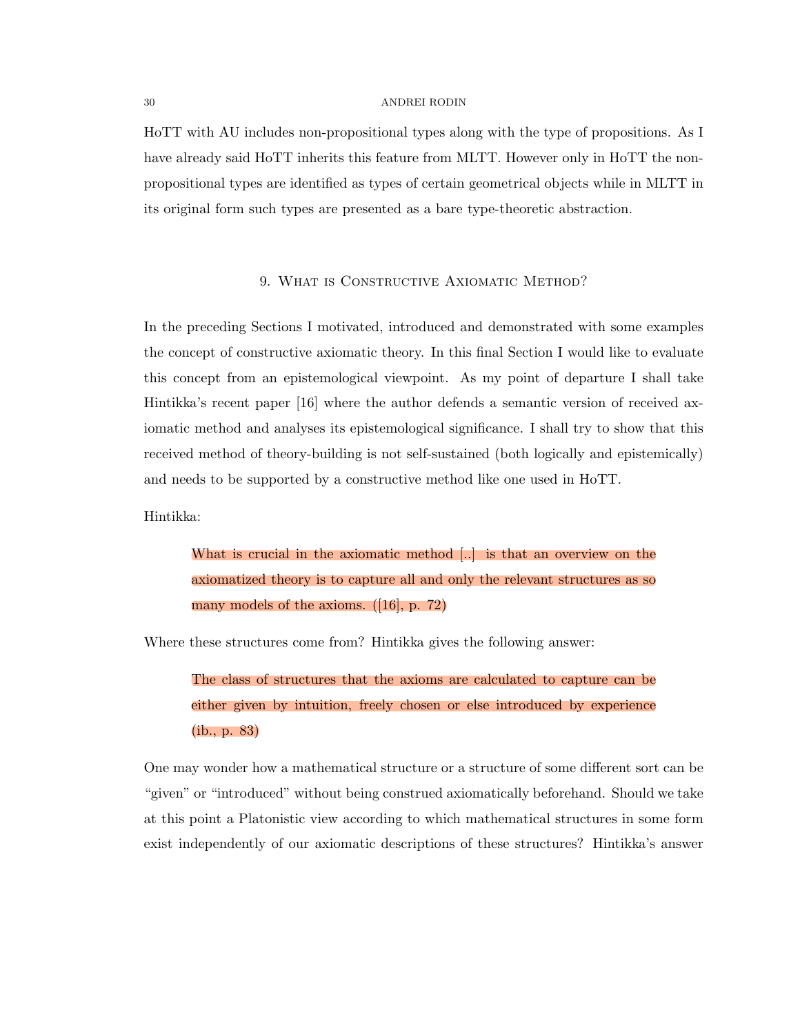HoTT with AU includes non-propositional types along with the type of propositions. As I have already said HoTT inherits this feature from MLTT. However only in HoTT the non-propositional types are identified as types of certain geometrical objects while in MLTT in its original form such types are presented as a bare type-theoretic abstraction.

## 9. What is Constructive Axiomatic Method?

In the preceding Sections I motivated, introduced and demonstrated with some examples the concept of constructive axiomatic theory. In this final Section I would like to evaluate this concept from an epistemological viewpoint. As my point of departure I shall take Hintikka's recent paper [16] where the author defends a semantic version of received axiomatic method and analyses its epistemological significance. I shall try to show that this received method of theory-building is not self-sustained (both logically and epistemically) and needs to be supported by a constructive method like one used in HoTT.

Hintikka:

> What is crucial in the axiomatic method [..] is that an overview on the axiomatized theory is to capture all and only the relevant structures as so many models of the axioms. ([16], p. 72)

Where these structures come from? Hintikka gives the following answer:

> The class of structures that the axioms are calculated to capture can be either given by intuition, freely chosen or else introduced by experience (ib., p. 83)

One may wonder how a mathematical structure or a structure of some different sort can be "given" or "introduced" without being construed axiomatically beforehand. Should we take at this point a Platonistic view according to which mathematical structures in some form exist independently of our axiomatic descriptions of these structures? Hintikka's answer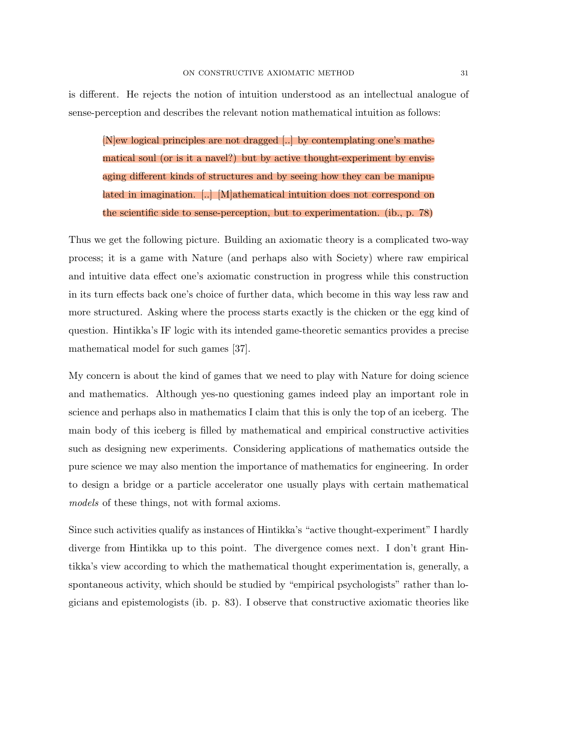is different. He rejects the notion of intuition understood as an intellectual analogue of sense-perception and describes the relevant notion mathematical intuition as follows:

> [N]ew logical principles are not dragged [..] by contemplating one's mathematical soul (or is it a navel?) but by active thought-experiment by envisaging different kinds of structures and by seeing how they can be manipulated in imagination. [..] [M]athematical intuition does not correspond on the scientific side to sense-perception, but to experimentation. (ib., p. 78)

Thus we get the following picture. Building an axiomatic theory is a complicated two-way process; it is a game with Nature (and perhaps also with Society) where raw empirical and intuitive data effect one's axiomatic construction in progress while this construction in its turn effects back one's choice of further data, which become in this way less raw and more structured. Asking where the process starts exactly is the chicken or the egg kind of question. Hintikka's IF logic with its intended game-theoretic semantics provides a precise mathematical model for such games [37].

My concern is about the kind of games that we need to play with Nature for doing science and mathematics. Although yes-no questioning games indeed play an important role in science and perhaps also in mathematics I claim that this is only the top of an iceberg. The main body of this iceberg is filled by mathematical and empirical constructive activities such as designing new experiments. Considering applications of mathematics outside the pure science we may also mention the importance of mathematics for engineering. In order to design a bridge or a particle accelerator one usually plays with certain mathematical *models* of these things, not with formal axioms.

Since such activities qualify as instances of Hintikka's "active thought-experiment" I hardly diverge from Hintikka up to this point. The divergence comes next. I don't grant Hintikka's view according to which the mathematical thought experimentation is, generally, a spontaneous activity, which should be studied by "empirical psychologists" rather than logicians and epistemologists (ib. p. 83). I observe that constructive axiomatic theories like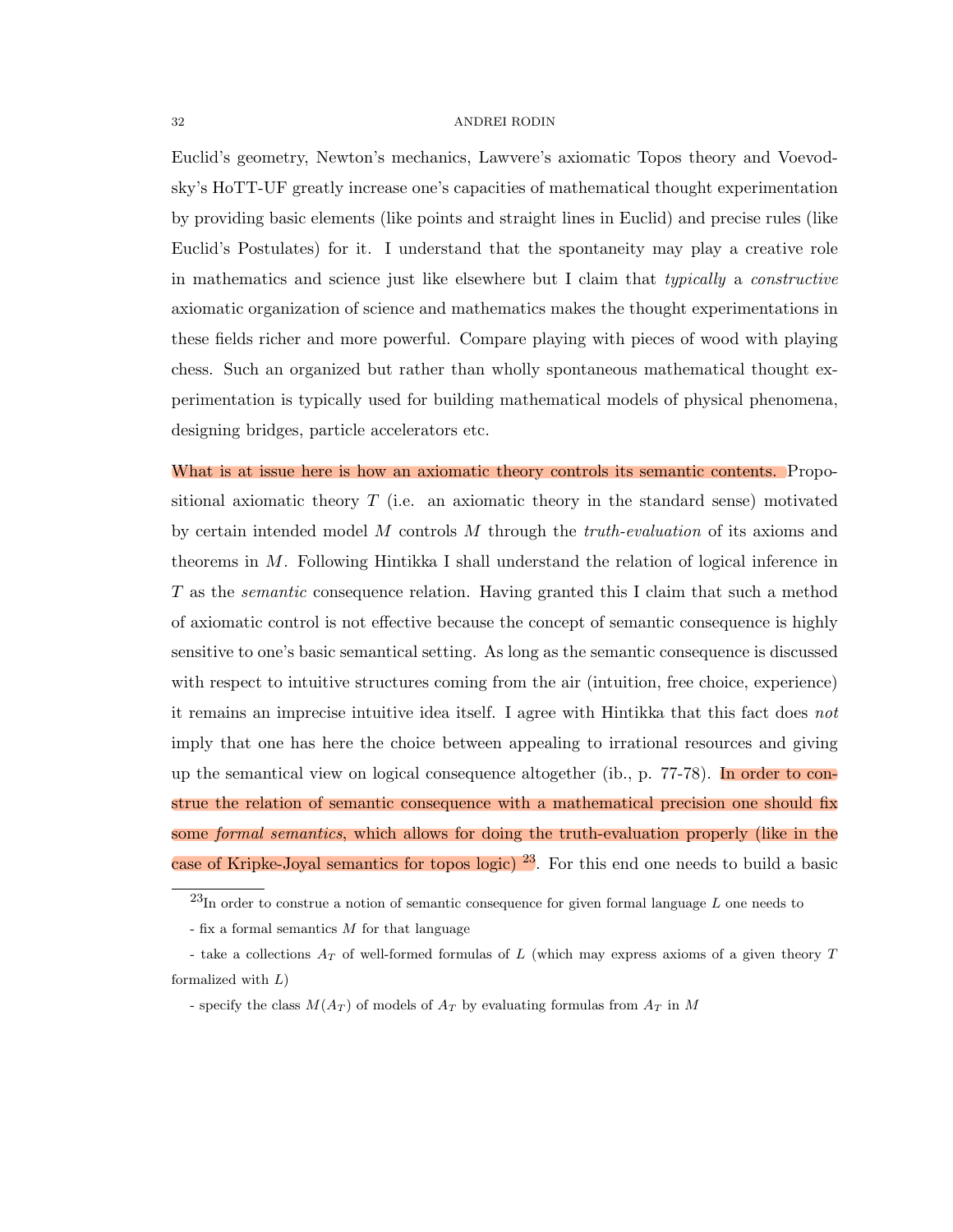Euclid's geometry, Newton's mechanics, Lawvere's axiomatic Topos theory and Voevodsky's HoTT-UF greatly increase one's capacities of mathematical thought experimentation by providing basic elements (like points and straight lines in Euclid) and precise rules (like Euclid's Postulates) for it. I understand that the spontaneity may play a creative role in mathematics and science just like elsewhere but I claim that *typically* a *constructive* axiomatic organization of science and mathematics makes the thought experimentations in these fields richer and more powerful. Compare playing with pieces of wood with playing chess. Such an organized but rather than wholly spontaneous mathematical thought experimentation is typically used for building mathematical models of physical phenomena, designing bridges, particle accelerators etc.

What is at issue here is how an axiomatic theory controls its semantic contents. Propositional axiomatic theory $T$ (i.e. an axiomatic theory in the standard sense) motivated by certain intended model $M$ controls $M$ through the *truth-evaluation* of its axioms and theorems in $M$. Following Hintikka I shall understand the relation of logical inference in $T$ as the *semantic* consequence relation. Having granted this I claim that such a method of axiomatic control is not effective because the concept of semantic consequence is highly sensitive to one's basic semantical setting. As long as the semantic consequence is discussed with respect to intuitive structures coming from the air (intuition, free choice, experience) it remains an imprecise intuitive idea itself. I agree with Hintikka that this fact does *not* imply that one has here the choice between appealing to irrational resources and giving up the semantical view on logical consequence altogether (ib., p. 77-78). In order to construe the relation of semantic consequence with a mathematical precision one should fix some *formal semantics*, which allows for doing the truth-evaluation properly (like in the case of Kripke-Joyal semantics for topos logic) [23]. For this end one needs to build a basic

[23] In order to construe a notion of semantic consequence for given formal language $L$ one needs to

- fix a formal semantics $M$ for that language

- take a collections $A_T$ of well-formed formulas of $L$ (which may express axioms of a given theory $T$ formalized with $L$)

- specify the class $M(A_T)$ of models of $A_T$ by evaluating formulas from $A_T$ in $M$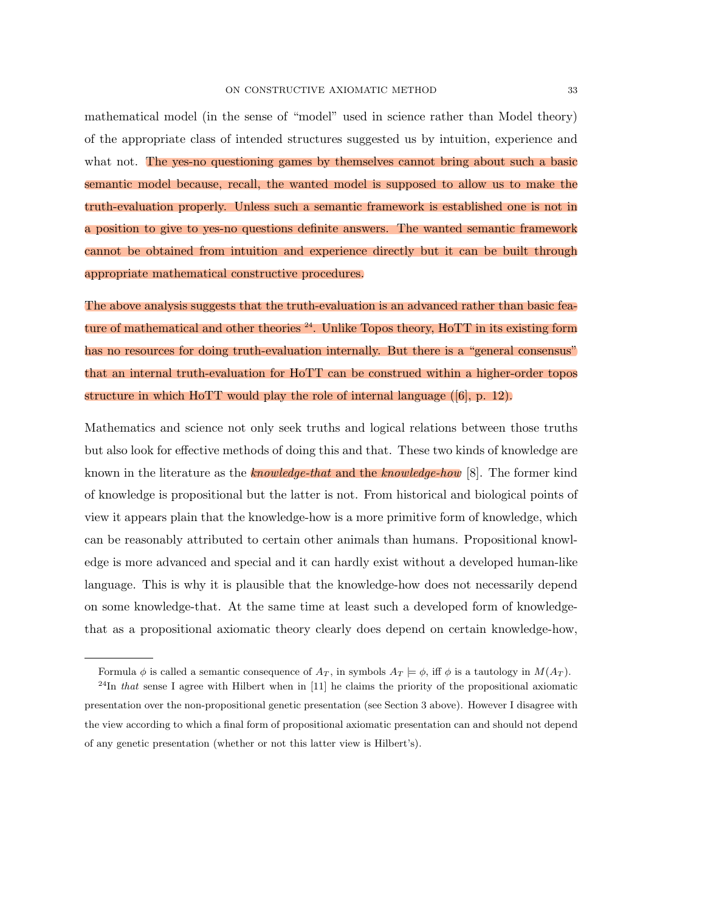mathematical model (in the sense of "model" used in science rather than Model theory) of the appropriate class of intended structures suggested us by intuition, experience and what not. The yes-no questioning games by themselves cannot bring about such a basic semantic model because, recall, the wanted model is supposed to allow us to make the truth-evaluation properly. Unless such a semantic framework is established one is not in a position to give to yes-no questions definite answers. The wanted semantic framework cannot be obtained from intuition and experience directly but it can be built through appropriate mathematical constructive procedures.

The above analysis suggests that the truth-evaluation is an advanced rather than basic feature of mathematical and other theories [24]. Unlike Topos theory, HoTT in its existing form has no resources for doing truth-evaluation internally. But there is a "general consensus" that an internal truth-evaluation for HoTT can be construed within a higher-order topos structure in which HoTT would play the role of internal language ([6], p. 12).

Mathematics and science not only seek truths and logical relations between those truths but also look for effective methods of doing this and that. These two kinds of knowledge are known in the literature as the *knowledge-that* and the *knowledge-how* [8]. The former kind of knowledge is propositional but the latter is not. From historical and biological points of view it appears plain that the knowledge-how is a more primitive form of knowledge, which can be reasonably attributed to certain other animals than humans. Propositional knowledge is more advanced and special and it can hardly exist without a developed human-like language. This is why it is plausible that the knowledge-how does not necessarily depend on some knowledge-that. At the same time at least such a developed form of knowledge-that as a propositional axiomatic theory clearly does depend on certain knowledge-how,

---

Formula $\phi$ is called a semantic consequence of $A_T$, in symbols $A_T \models \phi$, iff $\phi$ is a tautology in $M(A_T)$.

[24]In *that* sense I agree with Hilbert when in [11] he claims the priority of the propositional axiomatic presentation over the non-propositional genetic presentation (see Section 3 above). However I disagree with the view according to which a final form of propositional axiomatic presentation can and should not depend of any genetic presentation (whether or not this latter view is Hilbert's).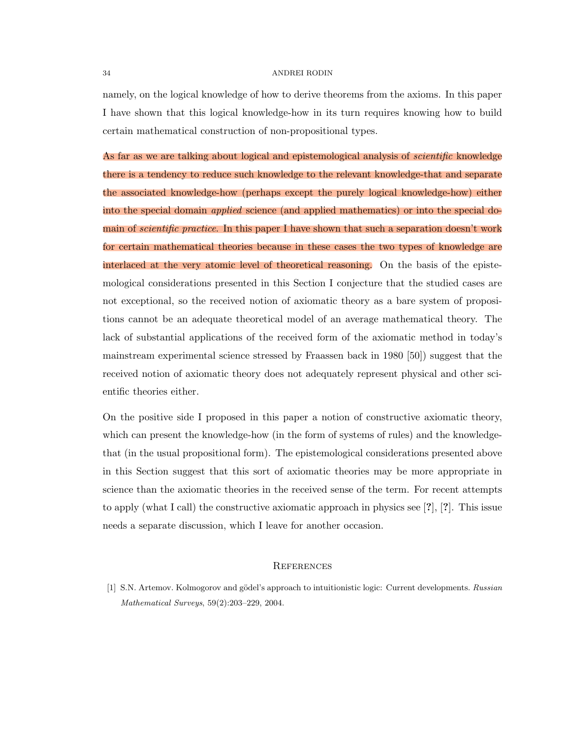namely, on the logical knowledge of how to derive theorems from the axioms. In this paper I have shown that this logical knowledge-how in its turn requires knowing how to build certain mathematical construction of non-propositional types.

As far as we are talking about logical and epistemological analysis of *scientific* knowledge there is a tendency to reduce such knowledge to the relevant knowledge-that and separate the associated knowledge-how (perhaps except the purely logical knowledge-how) either into the special domain *applied* science (and applied mathematics) or into the special domain of *scientific practice*. In this paper I have shown that such a separation doesn't work for certain mathematical theories because in these cases the two types of knowledge are interlaced at the very atomic level of theoretical reasoning. On the basis of the epistemological considerations presented in this Section I conjecture that the studied cases are not exceptional, so the received notion of axiomatic theory as a bare system of propositions cannot be an adequate theoretical model of an average mathematical theory. The lack of substantial applications of the received form of the axiomatic method in today's mainstream experimental science stressed by Fraassen back in 1980 [50]) suggest that the received notion of axiomatic theory does not adequately represent physical and other scientific theories either.

On the positive side I proposed in this paper a notion of constructive axiomatic theory, which can present the knowledge-how (in the form of systems of rules) and the knowledge-that (in the usual propositional form). The epistemological considerations presented above in this Section suggest that this sort of axiomatic theories may be more appropriate in science than the axiomatic theories in the received sense of the term. For recent attempts to apply (what I call) the constructive axiomatic approach in physics see [**?**], [**?**]. This issue needs a separate discussion, which I leave for another occasion.

## References

[1] S.N. Artemov. Kolmogorov and gödel's approach to intuitionistic logic: Current developments. *Russian Mathematical Surveys*, 59(2):203–229, 2004.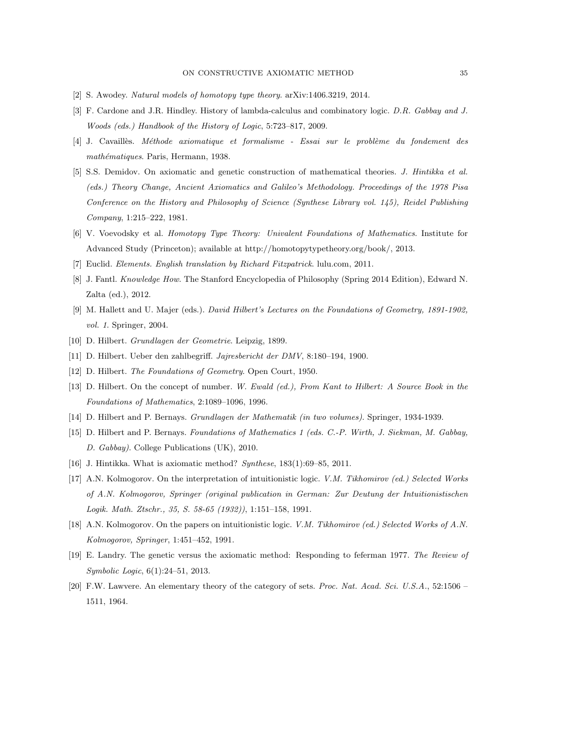[2] S. Awodey. *Natural models of homotopy type theory*. arXiv:1406.3219, 2014.

[3] F. Cardone and J.R. Hindley. History of lambda-calculus and combinatory logic. *D.R. Gabbay and J. Woods (eds.) Handbook of the History of Logic*, 5:723–817, 2009.

[4] J. Cavaillès. *Méthode axiomatique et formalisme - Essai sur le problème du fondement des mathématiques*. Paris, Hermann, 1938.

[5] S.S. Demidov. On axiomatic and genetic construction of mathematical theories. *J. Hintikka et al. (eds.) Theory Change, Ancient Axiomatics and Galileo's Methodology. Proceedings of the 1978 Pisa Conference on the History and Philosophy of Science (Synthese Library vol. 145), Reidel Publishing Company*, 1:215–222, 1981.

[6] V. Voevodsky et al. *Homotopy Type Theory: Univalent Foundations of Mathematics*. Institute for Advanced Study (Princeton); available at http://homotopytypetheory.org/book/, 2013.

[7] Euclid. *Elements. English translation by Richard Fitzpatrick*. lulu.com, 2011.

[8] J. Fantl. *Knowledge How*. The Stanford Encyclopedia of Philosophy (Spring 2014 Edition), Edward N. Zalta (ed.), 2012.

[9] M. Hallett and U. Majer (eds.). *David Hilbert's Lectures on the Foundations of Geometry, 1891-1902, vol. 1*. Springer, 2004.

[10] D. Hilbert. *Grundlagen der Geometrie*. Leipzig, 1899.

[11] D. Hilbert. Ueber den zahlbegriff. *Jajresbericht der DMV*, 8:180–194, 1900.

[12] D. Hilbert. *The Foundations of Geometry*. Open Court, 1950.

[13] D. Hilbert. On the concept of number. *W. Ewald (ed.), From Kant to Hilbert: A Source Book in the Foundations of Mathematics*, 2:1089–1096, 1996.

[14] D. Hilbert and P. Bernays. *Grundlagen der Mathematik (in two volumes)*. Springer, 1934-1939.

[15] D. Hilbert and P. Bernays. *Foundations of Mathematics 1 (eds. C.-P. Wirth, J. Siekman, M. Gabbay, D. Gabbay)*. College Publications (UK), 2010.

[16] J. Hintikka. What is axiomatic method? *Synthese*, 183(1):69–85, 2011.

[17] A.N. Kolmogorov. On the interpretation of intuitionistic logic. *V.M. Tikhomirov (ed.) Selected Works of A.N. Kolmogorov, Springer (original publication in German: Zur Deutung der Intuitionistischen Logik. Math. Ztschr., 35, S. 58-65 (1932))*, 1:151–158, 1991.

[18] A.N. Kolmogorov. On the papers on intuitionistic logic. *V.M. Tikhomirov (ed.) Selected Works of A.N. Kolmogorov, Springer*, 1:451–452, 1991.

[19] E. Landry. The genetic versus the axiomatic method: Responding to feferman 1977. *The Review of Symbolic Logic*, 6(1):24–51, 2013.

[20] F.W. Lawvere. An elementary theory of the category of sets. *Proc. Nat. Acad. Sci. U.S.A.*, 52:1506 – 1511, 1964.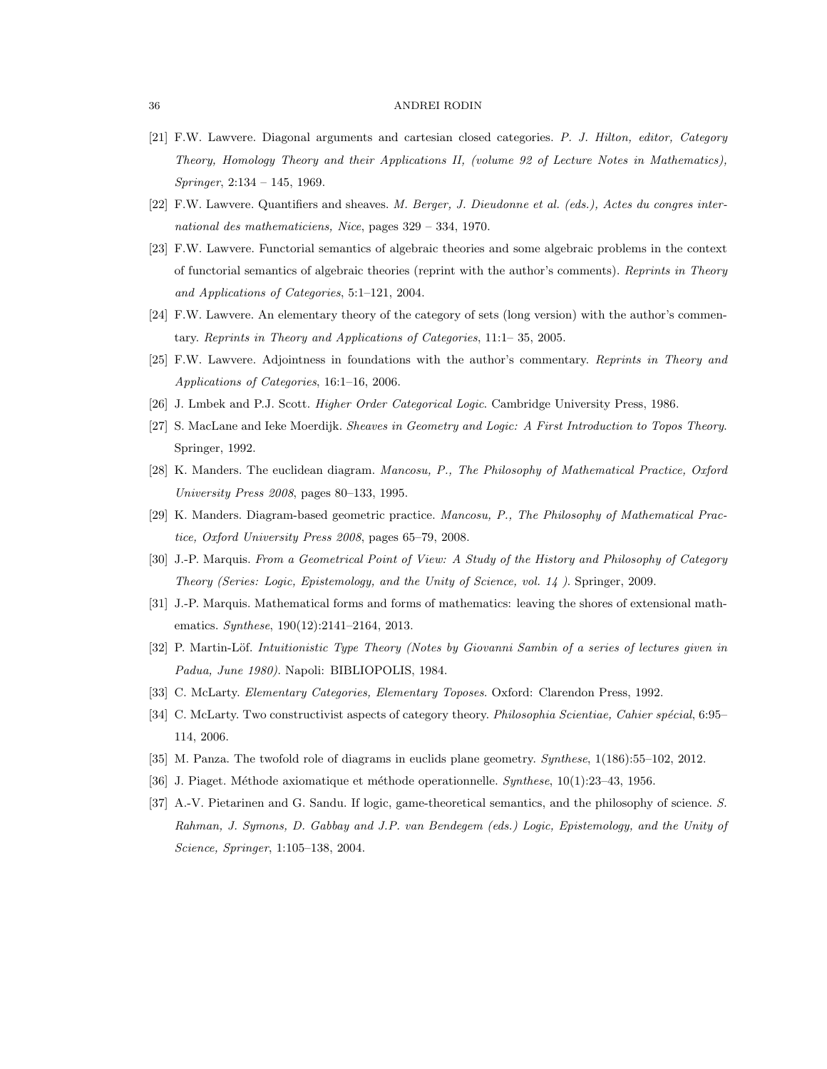[21] F.W. Lawvere. Diagonal arguments and cartesian closed categories. *P. J. Hilton, editor, Category Theory, Homology Theory and their Applications II, (volume 92 of Lecture Notes in Mathematics), Springer*, 2:134 – 145, 1969.

[22] F.W. Lawvere. Quantifiers and sheaves. *M. Berger, J. Dieudonne et al. (eds.), Actes du congres international des mathematiciens, Nice*, pages 329 – 334, 1970.

[23] F.W. Lawvere. Functorial semantics of algebraic theories and some algebraic problems in the context of functorial semantics of algebraic theories (reprint with the author's comments). *Reprints in Theory and Applications of Categories*, 5:1–121, 2004.

[24] F.W. Lawvere. An elementary theory of the category of sets (long version) with the author's commentary. *Reprints in Theory and Applications of Categories*, 11:1– 35, 2005.

[25] F.W. Lawvere. Adjointness in foundations with the author's commentary. *Reprints in Theory and Applications of Categories*, 16:1–16, 2006.

[26] J. Lmbek and P.J. Scott. *Higher Order Categorical Logic*. Cambridge University Press, 1986.

[27] S. MacLane and Ieke Moerdijk. *Sheaves in Geometry and Logic: A First Introduction to Topos Theory.* Springer, 1992.

[28] K. Manders. The euclidean diagram. *Mancosu, P., The Philosophy of Mathematical Practice, Oxford University Press 2008*, pages 80–133, 1995.

[29] K. Manders. Diagram-based geometric practice. *Mancosu, P., The Philosophy of Mathematical Practice, Oxford University Press 2008*, pages 65–79, 2008.

[30] J.-P. Marquis. *From a Geometrical Point of View: A Study of the History and Philosophy of Category Theory (Series: Logic, Epistemology, and the Unity of Science, vol. 14 ).* Springer, 2009.

[31] J.-P. Marquis. Mathematical forms and forms of mathematics: leaving the shores of extensional mathematics. *Synthese*, 190(12):2141–2164, 2013.

[32] P. Martin-Löf. *Intuitionistic Type Theory (Notes by Giovanni Sambin of a series of lectures given in Padua, June 1980).* Napoli: BIBLIOPOLIS, 1984.

[33] C. McLarty. *Elementary Categories, Elementary Toposes.* Oxford: Clarendon Press, 1992.

[34] C. McLarty. Two constructivist aspects of category theory. *Philosophia Scientiae, Cahier spécial*, 6:95–114, 2006.

[35] M. Panza. The twofold role of diagrams in euclids plane geometry. *Synthese*, 1(186):55–102, 2012.

[36] J. Piaget. Méthode axiomatique et méthode operationnelle. *Synthese*, 10(1):23–43, 1956.

[37] A.-V. Pietarinen and G. Sandu. If logic, game-theoretical semantics, and the philosophy of science. *S. Rahman, J. Symons, D. Gabbay and J.P. van Bendegem (eds.) Logic, Epistemology, and the Unity of Science, Springer*, 1:105–138, 2004.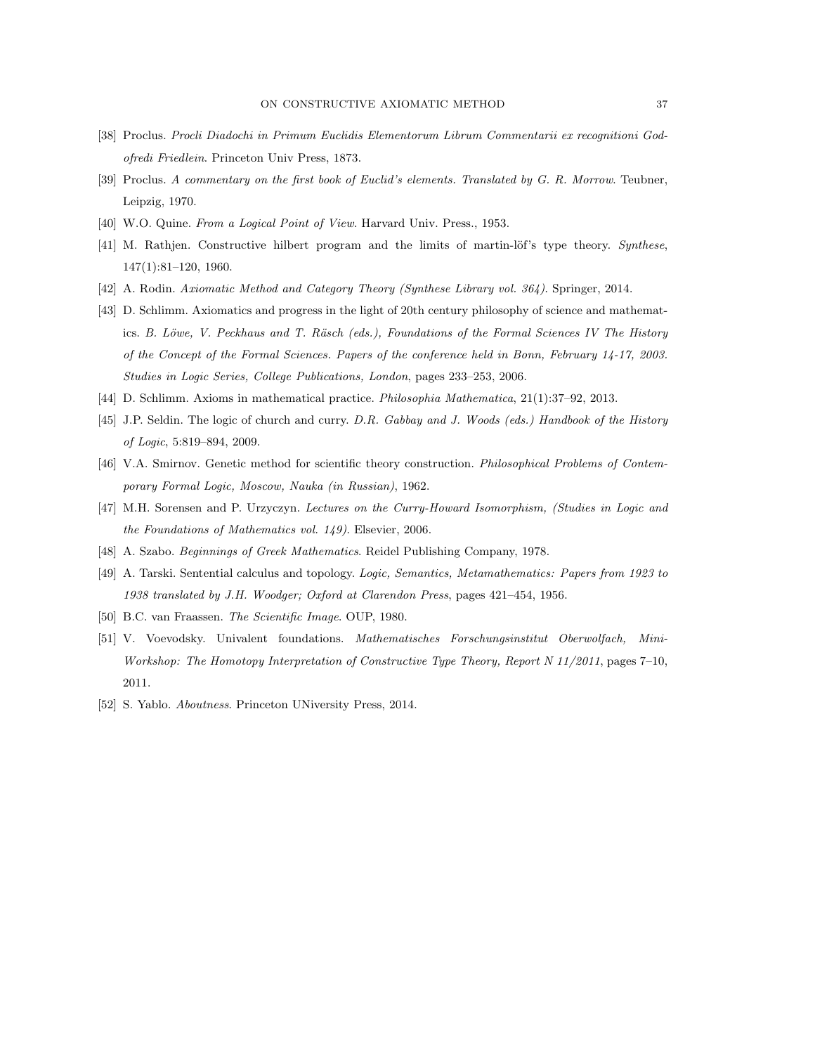[38] Proclus. *Procli Diadochi in Primum Euclidis Elementorum Librum Commentarii ex recognitioni Godofredi Friedlein*. Princeton Univ Press, 1873.

[39] Proclus. *A commentary on the first book of Euclid's elements. Translated by G. R. Morrow*. Teubner, Leipzig, 1970.

[40] W.O. Quine. *From a Logical Point of View*. Harvard Univ. Press., 1953.

[41] M. Rathjen. Constructive hilbert program and the limits of martin-löf's type theory. *Synthese*, 147(1):81–120, 1960.

[42] A. Rodin. *Axiomatic Method and Category Theory (Synthese Library vol. 364)*. Springer, 2014.

[43] D. Schlimm. Axiomatics and progress in the light of 20th century philosophy of science and mathematics. *B. Löwe, V. Peckhaus and T. Räsch (eds.), Foundations of the Formal Sciences IV The History of the Concept of the Formal Sciences. Papers of the conference held in Bonn, February 14-17, 2003. Studies in Logic Series, College Publications, London*, pages 233–253, 2006.

[44] D. Schlimm. Axioms in mathematical practice. *Philosophia Mathematica*, 21(1):37–92, 2013.

[45] J.P. Seldin. The logic of church and curry. *D.R. Gabbay and J. Woods (eds.) Handbook of the History of Logic*, 5:819–894, 2009.

[46] V.A. Smirnov. Genetic method for scientific theory construction. *Philosophical Problems of Contemporary Formal Logic, Moscow, Nauka (in Russian)*, 1962.

[47] M.H. Sorensen and P. Urzyczyn. *Lectures on the Curry-Howard Isomorphism, (Studies in Logic and the Foundations of Mathematics vol. 149)*. Elsevier, 2006.

[48] A. Szabo. *Beginnings of Greek Mathematics*. Reidel Publishing Company, 1978.

[49] A. Tarski. Sentential calculus and topology. *Logic, Semantics, Metamathematics: Papers from 1923 to 1938 translated by J.H. Woodger; Oxford at Clarendon Press*, pages 421–454, 1956.

[50] B.C. van Fraassen. *The Scientific Image*. OUP, 1980.

[51] V. Voevodsky. Univalent foundations. *Mathematisches Forschungsinstitut Oberwolfach, Mini-Workshop: The Homotopy Interpretation of Constructive Type Theory, Report N 11/2011*, pages 7–10, 2011.

[52] S. Yablo. *Aboutness*. Princeton UNiversity Press, 2014.